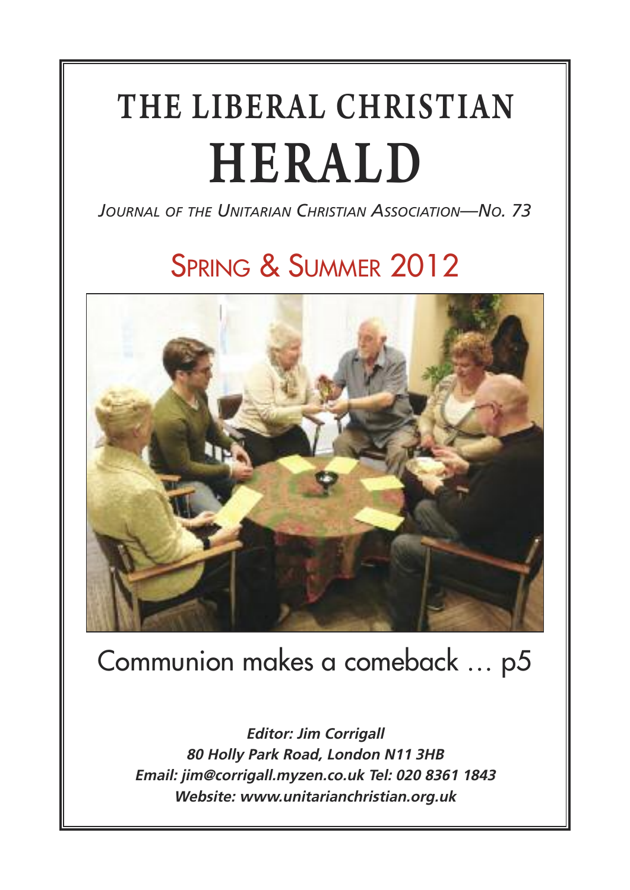# THE LIBERAL CHRISTIAN HERALD

*JOURNAL OF THE UNITARIAN CHRISTIAN ASSOCIATION—NO. 73*

## SPRING & SUMMER 2012

Communion makes a comeback … p5

***Editor: Jim Corrigall***
***80 Holly Park Road, London N11 3HB***
***Email: jim@corrigall.myzen.co.uk Tel: 020 8361 1843***
***Website: www.unitarianchristian.org.uk***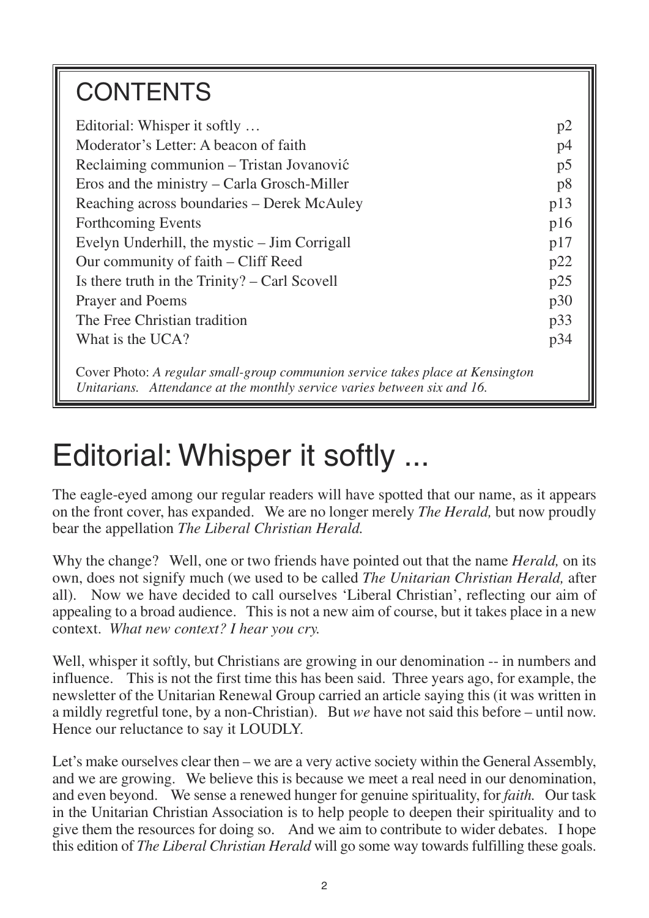## CONTENTS

| | |
|---|---|
| Editorial: Whisper it softly … | p2 |
| Moderator's Letter: A beacon of faith | p4 |
| Reclaiming communion – Tristan Jovanović | p5 |
| Eros and the ministry – Carla Grosch-Miller | p8 |
| Reaching across boundaries – Derek McAuley | p13 |
| Forthcoming Events | p16 |
| Evelyn Underhill, the mystic – Jim Corrigall | p17 |
| Our community of faith – Cliff Reed | p22 |
| Is there truth in the Trinity? – Carl Scovell | p25 |
| Prayer and Poems | p30 |
| The Free Christian tradition | p33 |
| What is the UCA? | p34 |

Cover Photo: *A regular small-group communion service takes place at Kensington Unitarians. Attendance at the monthly service varies between six and 16.*

# Editorial: Whisper it softly ...

The eagle-eyed among our regular readers will have spotted that our name, as it appears on the front cover, has expanded. We are no longer merely *The Herald,* but now proudly bear the appellation *The Liberal Christian Herald.*

Why the change? Well, one or two friends have pointed out that the name *Herald,* on its own, does not signify much (we used to be called *The Unitarian Christian Herald,* after all). Now we have decided to call ourselves 'Liberal Christian', reflecting our aim of appealing to a broad audience. This is not a new aim of course, but it takes place in a new context. *What new context? I hear you cry.*

Well, whisper it softly, but Christians are growing in our denomination -- in numbers and influence. This is not the first time this has been said. Three years ago, for example, the newsletter of the Unitarian Renewal Group carried an article saying this (it was written in a mildly regretful tone, by a non-Christian). But *we* have not said this before – until now. Hence our reluctance to say it LOUDLY.

Let's make ourselves clear then – we are a very active society within the General Assembly, and we are growing. We believe this is because we meet a real need in our denomination, and even beyond. We sense a renewed hunger for genuine spirituality, for *faith.* Our task in the Unitarian Christian Association is to help people to deepen their spirituality and to give them the resources for doing so. And we aim to contribute to wider debates. I hope this edition of *The Liberal Christian Herald* will go some way towards fulfilling these goals.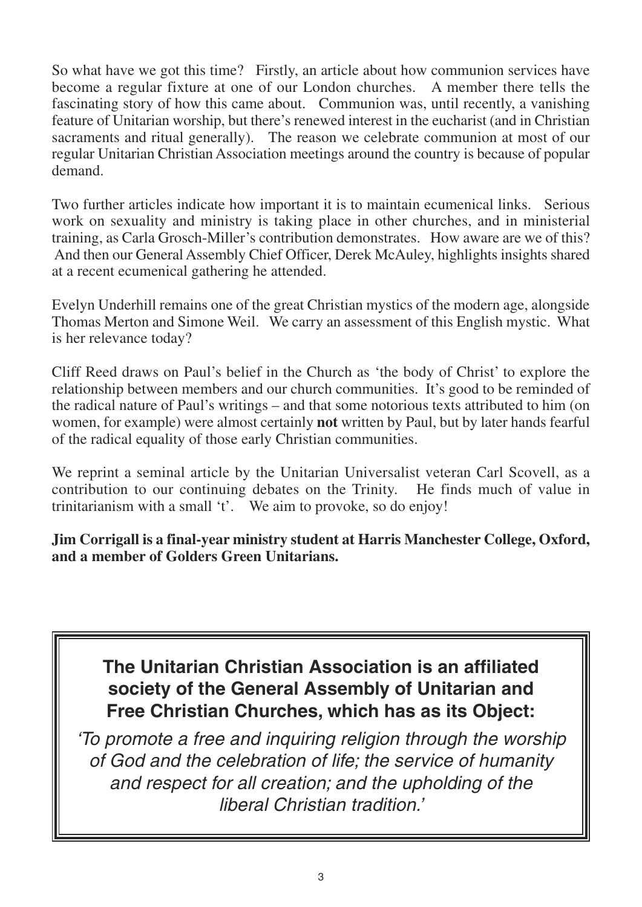So what have we got this time? Firstly, an article about how communion services have become a regular fixture at one of our London churches. A member there tells the fascinating story of how this came about. Communion was, until recently, a vanishing feature of Unitarian worship, but there's renewed interest in the eucharist (and in Christian sacraments and ritual generally). The reason we celebrate communion at most of our regular Unitarian Christian Association meetings around the country is because of popular demand.

Two further articles indicate how important it is to maintain ecumenical links. Serious work on sexuality and ministry is taking place in other churches, and in ministerial training, as Carla Grosch-Miller's contribution demonstrates. How aware are we of this? And then our General Assembly Chief Officer, Derek McAuley, highlights insights shared at a recent ecumenical gathering he attended.

Evelyn Underhill remains one of the great Christian mystics of the modern age, alongside Thomas Merton and Simone Weil. We carry an assessment of this English mystic. What is her relevance today?

Cliff Reed draws on Paul's belief in the Church as 'the body of Christ' to explore the relationship between members and our church communities. It's good to be reminded of the radical nature of Paul's writings – and that some notorious texts attributed to him (on women, for example) were almost certainly **not** written by Paul, but by later hands fearful of the radical equality of those early Christian communities.

We reprint a seminal article by the Unitarian Universalist veteran Carl Scovell, as a contribution to our continuing debates on the Trinity. He finds much of value in trinitarianism with a small 't'. We aim to provoke, so do enjoy!

**Jim Corrigall is a final-year ministry student at Harris Manchester College, Oxford, and a member of Golders Green Unitarians.**

**The Unitarian Christian Association is an affiliated society of the General Assembly of Unitarian and Free Christian Churches, which has as its Object:**

*'To promote a free and inquiring religion through the worship of God and the celebration of life; the service of humanity and respect for all creation; and the upholding of the liberal Christian tradition.'*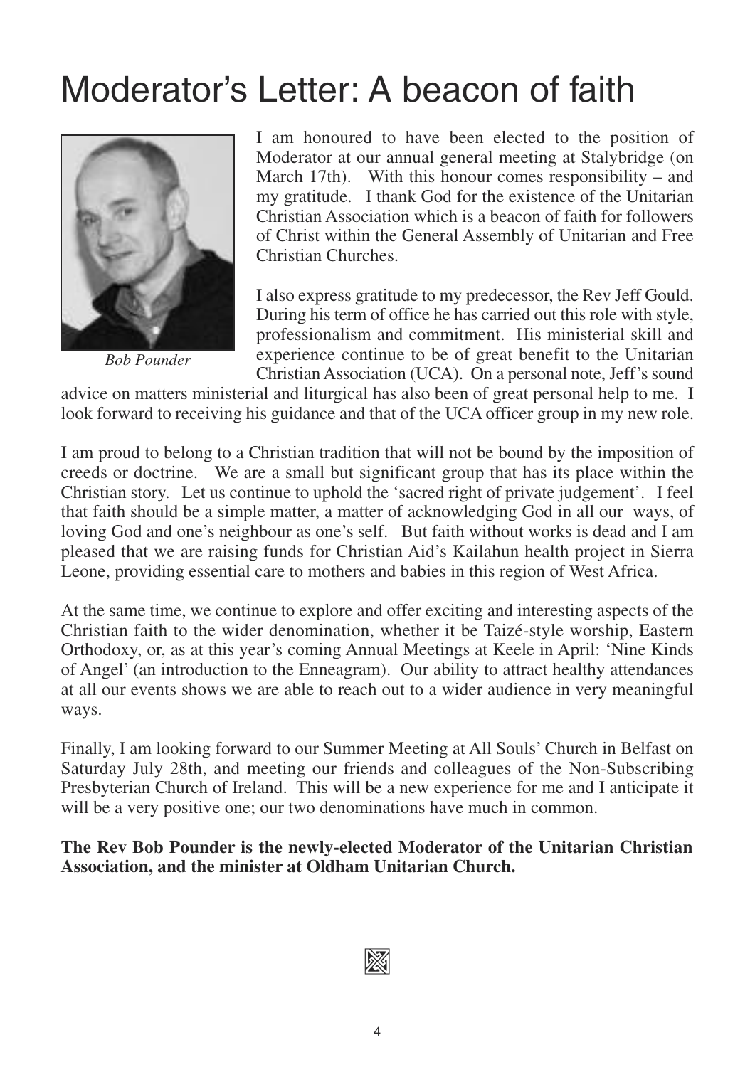# Moderator's Letter: A beacon of faith

*Bob Pounder*

I am honoured to have been elected to the position of Moderator at our annual general meeting at Stalybridge (on March 17th). With this honour comes responsibility – and my gratitude. I thank God for the existence of the Unitarian Christian Association which is a beacon of faith for followers of Christ within the General Assembly of Unitarian and Free Christian Churches.

I also express gratitude to my predecessor, the Rev Jeff Gould. During his term of office he has carried out this role with style, professionalism and commitment. His ministerial skill and experience continue to be of great benefit to the Unitarian Christian Association (UCA). On a personal note, Jeff's sound advice on matters ministerial and liturgical has also been of great personal help to me. I look forward to receiving his guidance and that of the UCA officer group in my new role.

I am proud to belong to a Christian tradition that will not be bound by the imposition of creeds or doctrine. We are a small but significant group that has its place within the Christian story. Let us continue to uphold the 'sacred right of private judgement'. I feel that faith should be a simple matter, a matter of acknowledging God in all our ways, of loving God and one's neighbour as one's self. But faith without works is dead and I am pleased that we are raising funds for Christian Aid's Kailahun health project in Sierra Leone, providing essential care to mothers and babies in this region of West Africa.

At the same time, we continue to explore and offer exciting and interesting aspects of the Christian faith to the wider denomination, whether it be Taizé-style worship, Eastern Orthodoxy, or, as at this year's coming Annual Meetings at Keele in April: 'Nine Kinds of Angel' (an introduction to the Enneagram). Our ability to attract healthy attendances at all our events shows we are able to reach out to a wider audience in very meaningful ways.

Finally, I am looking forward to our Summer Meeting at All Souls' Church in Belfast on Saturday July 28th, and meeting our friends and colleagues of the Non-Subscribing Presbyterian Church of Ireland. This will be a new experience for me and I anticipate it will be a very positive one; our two denominations have much in common.

**The Rev Bob Pounder is the newly-elected Moderator of the Unitarian Christian Association, and the minister at Oldham Unitarian Church.**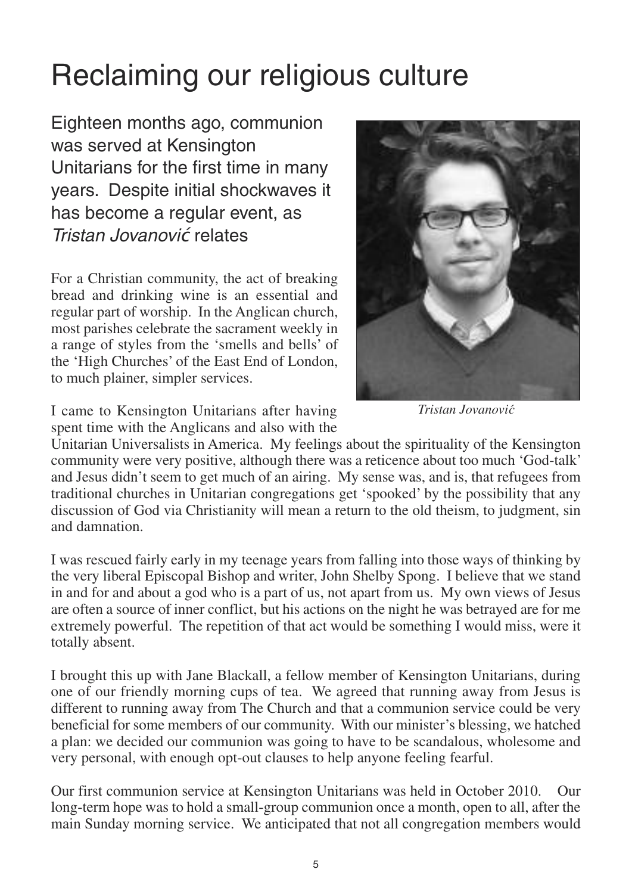# Reclaiming our religious culture

Eighteen months ago, communion was served at Kensington Unitarians for the first time in many years. Despite initial shockwaves it has become a regular event, as *Tristan Jovanović* relates

*Tristan Jovanović*

For a Christian community, the act of breaking bread and drinking wine is an essential and regular part of worship. In the Anglican church, most parishes celebrate the sacrament weekly in a range of styles from the 'smells and bells' of the 'High Churches' of the East End of London, to much plainer, simpler services.

I came to Kensington Unitarians after having spent time with the Anglicans and also with the Unitarian Universalists in America. My feelings about the spirituality of the Kensington community were very positive, although there was a reticence about too much 'God-talk' and Jesus didn't seem to get much of an airing. My sense was, and is, that refugees from traditional churches in Unitarian congregations get 'spooked' by the possibility that any discussion of God via Christianity will mean a return to the old theism, to judgment, sin and damnation.

I was rescued fairly early in my teenage years from falling into those ways of thinking by the very liberal Episcopal Bishop and writer, John Shelby Spong. I believe that we stand in and for and about a god who is a part of us, not apart from us. My own views of Jesus are often a source of inner conflict, but his actions on the night he was betrayed are for me extremely powerful. The repetition of that act would be something I would miss, were it totally absent.

I brought this up with Jane Blackall, a fellow member of Kensington Unitarians, during one of our friendly morning cups of tea. We agreed that running away from Jesus is different to running away from The Church and that a communion service could be very beneficial for some members of our community. With our minister's blessing, we hatched a plan: we decided our communion was going to have to be scandalous, wholesome and very personal, with enough opt-out clauses to help anyone feeling fearful.

Our first communion service at Kensington Unitarians was held in October 2010. Our long-term hope was to hold a small-group communion once a month, open to all, after the main Sunday morning service. We anticipated that not all congregation members would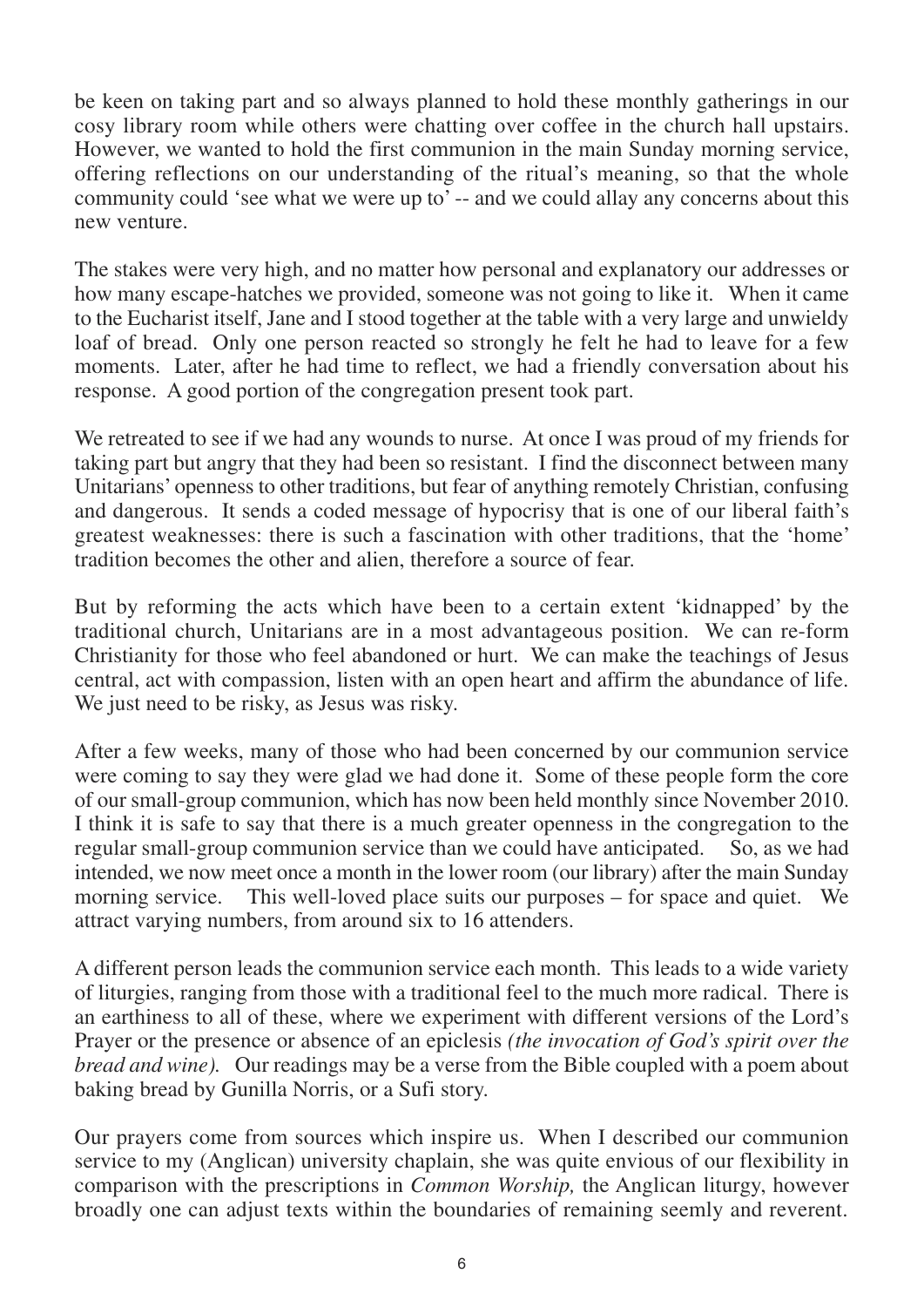be keen on taking part and so always planned to hold these monthly gatherings in our cosy library room while others were chatting over coffee in the church hall upstairs. However, we wanted to hold the first communion in the main Sunday morning service, offering reflections on our understanding of the ritual's meaning, so that the whole community could 'see what we were up to' -- and we could allay any concerns about this new venture.

The stakes were very high, and no matter how personal and explanatory our addresses or how many escape-hatches we provided, someone was not going to like it. When it came to the Eucharist itself, Jane and I stood together at the table with a very large and unwieldy loaf of bread. Only one person reacted so strongly he felt he had to leave for a few moments. Later, after he had time to reflect, we had a friendly conversation about his response. A good portion of the congregation present took part.

We retreated to see if we had any wounds to nurse. At once I was proud of my friends for taking part but angry that they had been so resistant. I find the disconnect between many Unitarians' openness to other traditions, but fear of anything remotely Christian, confusing and dangerous. It sends a coded message of hypocrisy that is one of our liberal faith's greatest weaknesses: there is such a fascination with other traditions, that the 'home' tradition becomes the other and alien, therefore a source of fear.

But by reforming the acts which have been to a certain extent 'kidnapped' by the traditional church, Unitarians are in a most advantageous position. We can re-form Christianity for those who feel abandoned or hurt. We can make the teachings of Jesus central, act with compassion, listen with an open heart and affirm the abundance of life. We just need to be risky, as Jesus was risky.

After a few weeks, many of those who had been concerned by our communion service were coming to say they were glad we had done it. Some of these people form the core of our small-group communion, which has now been held monthly since November 2010. I think it is safe to say that there is a much greater openness in the congregation to the regular small-group communion service than we could have anticipated. So, as we had intended, we now meet once a month in the lower room (our library) after the main Sunday morning service. This well-loved place suits our purposes – for space and quiet. We attract varying numbers, from around six to 16 attenders.

A different person leads the communion service each month. This leads to a wide variety of liturgies, ranging from those with a traditional feel to the much more radical. There is an earthiness to all of these, where we experiment with different versions of the Lord's Prayer or the presence or absence of an epiclesis *(the invocation of God's spirit over the bread and wine).* Our readings may be a verse from the Bible coupled with a poem about baking bread by Gunilla Norris, or a Sufi story.

Our prayers come from sources which inspire us. When I described our communion service to my (Anglican) university chaplain, she was quite envious of our flexibility in comparison with the prescriptions in *Common Worship,* the Anglican liturgy, however broadly one can adjust texts within the boundaries of remaining seemly and reverent.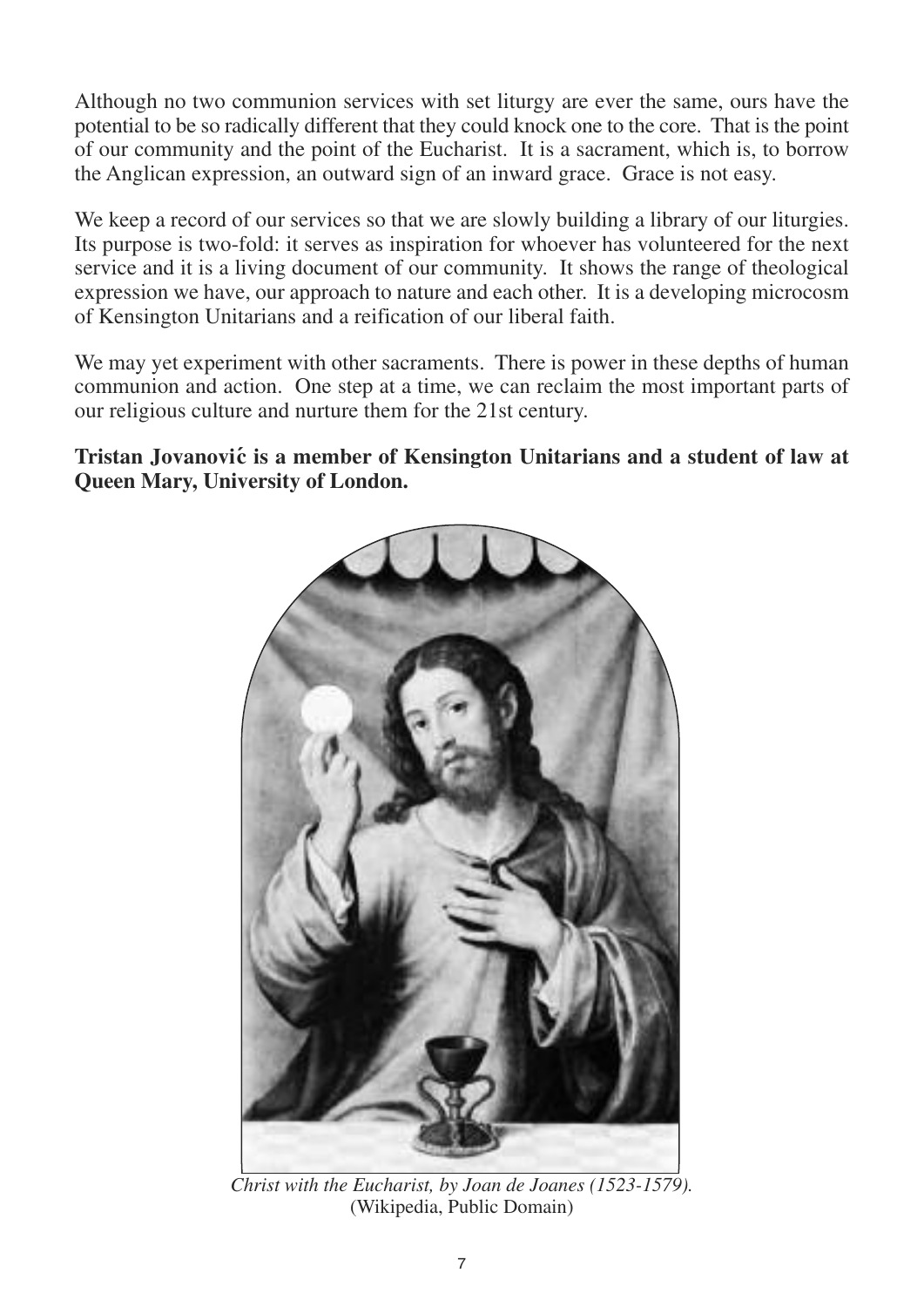Although no two communion services with set liturgy are ever the same, ours have the potential to be so radically different that they could knock one to the core. That is the point of our community and the point of the Eucharist. It is a sacrament, which is, to borrow the Anglican expression, an outward sign of an inward grace. Grace is not easy.

We keep a record of our services so that we are slowly building a library of our liturgies. Its purpose is two-fold: it serves as inspiration for whoever has volunteered for the next service and it is a living document of our community. It shows the range of theological expression we have, our approach to nature and each other. It is a developing microcosm of Kensington Unitarians and a reification of our liberal faith.

We may yet experiment with other sacraments. There is power in these depths of human communion and action. One step at a time, we can reclaim the most important parts of our religious culture and nurture them for the 21st century.

**Tristan Jovanović is a member of Kensington Unitarians and a student of law at Queen Mary, University of London.**

*Christ with the Eucharist, by Joan de Joanes (1523-1579).*
(Wikipedia, Public Domain)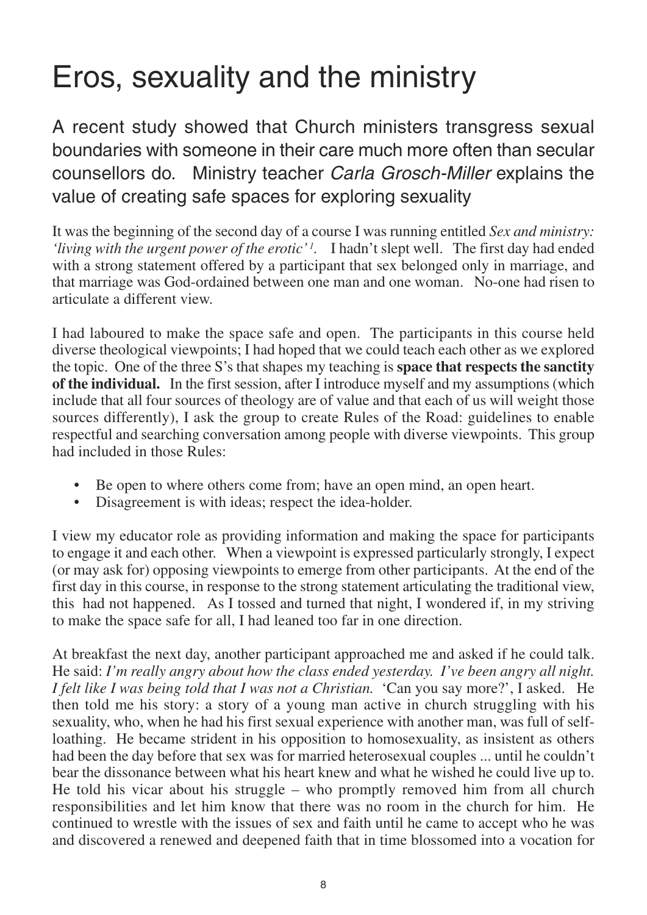# Eros, sexuality and the ministry

A recent study showed that Church ministers transgress sexual boundaries with someone in their care much more often than secular counsellors do. Ministry teacher *Carla Grosch-Miller* explains the value of creating safe spaces for exploring sexuality

It was the beginning of the second day of a course I was running entitled *Sex and ministry: 'living with the urgent power of the erotic'*[1]. I hadn't slept well. The first day had ended with a strong statement offered by a participant that sex belonged only in marriage, and that marriage was God-ordained between one man and one woman. No-one had risen to articulate a different view.

I had laboured to make the space safe and open. The participants in this course held diverse theological viewpoints; I had hoped that we could teach each other as we explored the topic. One of the three S's that shapes my teaching is **space that respects the sanctity of the individual.** In the first session, after I introduce myself and my assumptions (which include that all four sources of theology are of value and that each of us will weight those sources differently), I ask the group to create Rules of the Road: guidelines to enable respectful and searching conversation among people with diverse viewpoints. This group had included in those Rules:

- Be open to where others come from; have an open mind, an open heart.
- Disagreement is with ideas; respect the idea-holder.

I view my educator role as providing information and making the space for participants to engage it and each other. When a viewpoint is expressed particularly strongly, I expect (or may ask for) opposing viewpoints to emerge from other participants. At the end of the first day in this course, in response to the strong statement articulating the traditional view, this had not happened. As I tossed and turned that night, I wondered if, in my striving to make the space safe for all, I had leaned too far in one direction.

At breakfast the next day, another participant approached me and asked if he could talk. He said: *I'm really angry about how the class ended yesterday. I've been angry all night. I felt like I was being told that I was not a Christian.* 'Can you say more?', I asked. He then told me his story: a story of a young man active in church struggling with his sexuality, who, when he had his first sexual experience with another man, was full of self-loathing. He became strident in his opposition to homosexuality, as insistent as others had been the day before that sex was for married heterosexual couples ... until he couldn't bear the dissonance between what his heart knew and what he wished he could live up to. He told his vicar about his struggle – who promptly removed him from all church responsibilities and let him know that there was no room in the church for him. He continued to wrestle with the issues of sex and faith until he came to accept who he was and discovered a renewed and deepened faith that in time blossomed into a vocation for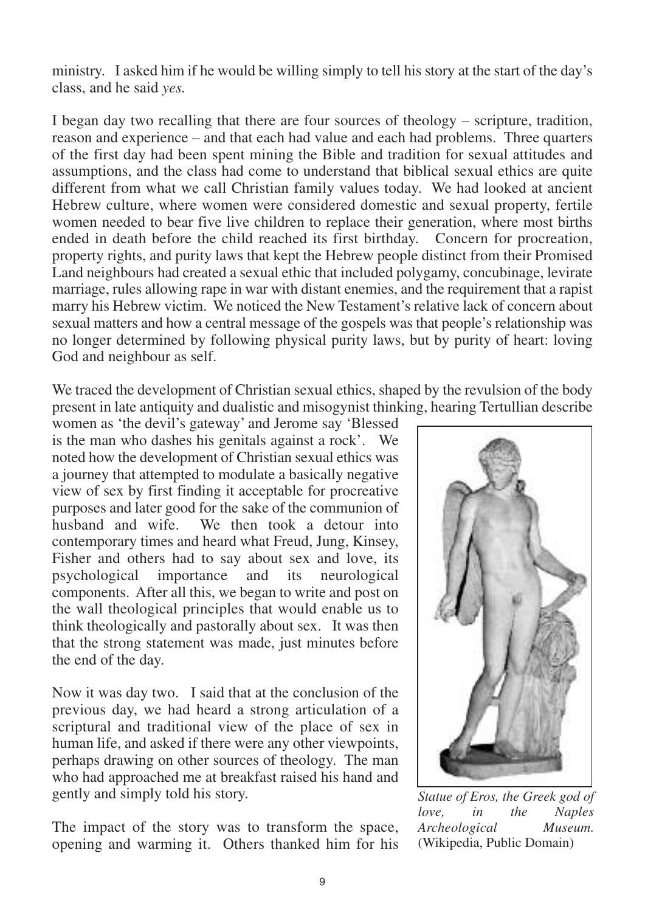ministry. I asked him if he would be willing simply to tell his story at the start of the day's class, and he said *yes.*

I began day two recalling that there are four sources of theology – scripture, tradition, reason and experience – and that each had value and each had problems. Three quarters of the first day had been spent mining the Bible and tradition for sexual attitudes and assumptions, and the class had come to understand that biblical sexual ethics are quite different from what we call Christian family values today. We had looked at ancient Hebrew culture, where women were considered domestic and sexual property, fertile women needed to bear five live children to replace their generation, where most births ended in death before the child reached its first birthday. Concern for procreation, property rights, and purity laws that kept the Hebrew people distinct from their Promised Land neighbours had created a sexual ethic that included polygamy, concubinage, levirate marriage, rules allowing rape in war with distant enemies, and the requirement that a rapist marry his Hebrew victim. We noticed the New Testament's relative lack of concern about sexual matters and how a central message of the gospels was that people's relationship was no longer determined by following physical purity laws, but by purity of heart: loving God and neighbour as self.

We traced the development of Christian sexual ethics, shaped by the revulsion of the body present in late antiquity and dualistic and misogynist thinking, hearing Tertullian describe women as 'the devil's gateway' and Jerome say 'Blessed is the man who dashes his genitals against a rock'. We noted how the development of Christian sexual ethics was a journey that attempted to modulate a basically negative view of sex by first finding it acceptable for procreative purposes and later good for the sake of the communion of husband and wife. We then took a detour into contemporary times and heard what Freud, Jung, Kinsey, Fisher and others had to say about sex and love, its psychological importance and its neurological components. After all this, we began to write and post on the wall theological principles that would enable us to think theologically and pastorally about sex. It was then that the strong statement was made, just minutes before the end of the day.

Now it was day two. I said that at the conclusion of the previous day, we had heard a strong articulation of a scriptural and traditional view of the place of sex in human life, and asked if there were any other viewpoints, perhaps drawing on other sources of theology. The man who had approached me at breakfast raised his hand and gently and simply told his story.

*Statue of Eros, the Greek god of love, in the Naples Archeological Museum.* (Wikipedia, Public Domain)

The impact of the story was to transform the space, opening and warming it. Others thanked him for his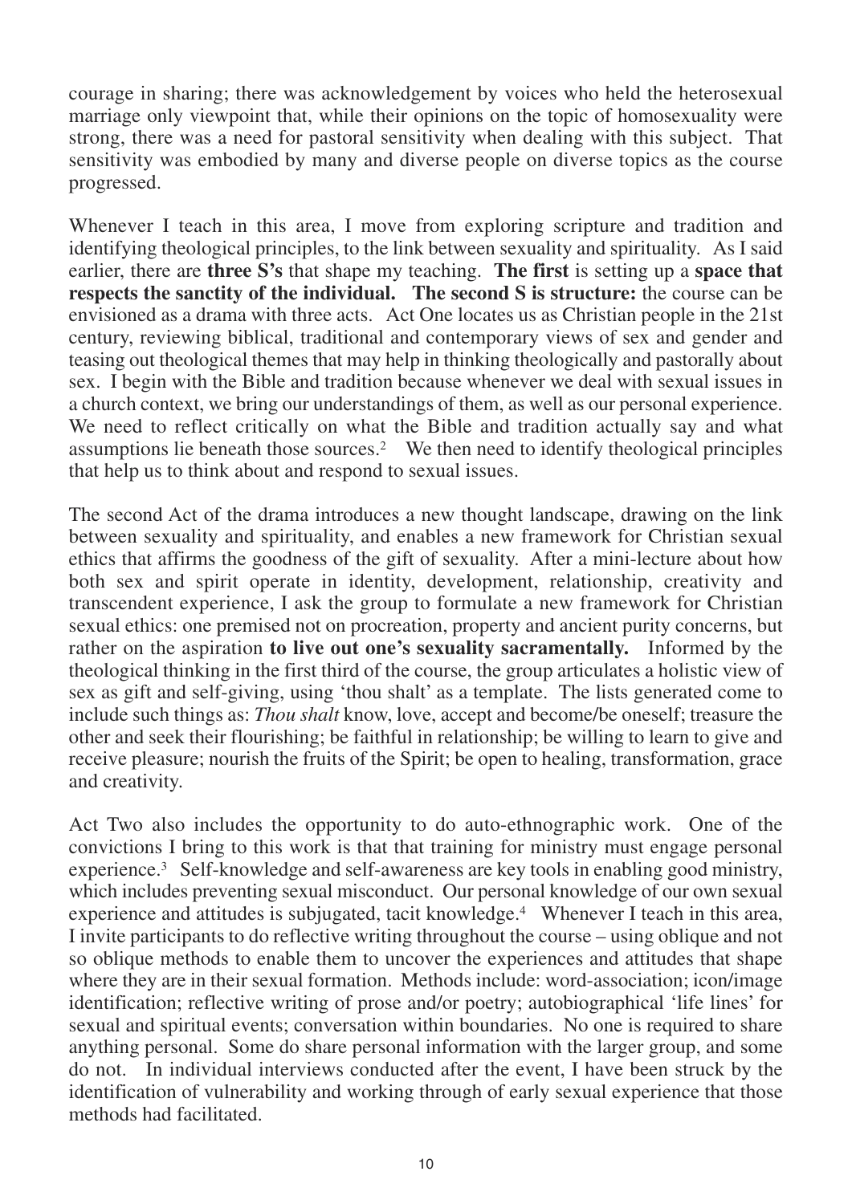courage in sharing; there was acknowledgement by voices who held the heterosexual marriage only viewpoint that, while their opinions on the topic of homosexuality were strong, there was a need for pastoral sensitivity when dealing with this subject. That sensitivity was embodied by many and diverse people on diverse topics as the course progressed.

Whenever I teach in this area, I move from exploring scripture and tradition and identifying theological principles, to the link between sexuality and spirituality. As I said earlier, there are **three S's** that shape my teaching. **The first** is setting up a **space that respects the sanctity of the individual. The second S is structure:** the course can be envisioned as a drama with three acts. Act One locates us as Christian people in the 21st century, reviewing biblical, traditional and contemporary views of sex and gender and teasing out theological themes that may help in thinking theologically and pastorally about sex. I begin with the Bible and tradition because whenever we deal with sexual issues in a church context, we bring our understandings of them, as well as our personal experience. We need to reflect critically on what the Bible and tradition actually say and what assumptions lie beneath those sources.[2] We then need to identify theological principles that help us to think about and respond to sexual issues.

The second Act of the drama introduces a new thought landscape, drawing on the link between sexuality and spirituality, and enables a new framework for Christian sexual ethics that affirms the goodness of the gift of sexuality. After a mini-lecture about how both sex and spirit operate in identity, development, relationship, creativity and transcendent experience, I ask the group to formulate a new framework for Christian sexual ethics: one premised not on procreation, property and ancient purity concerns, but rather on the aspiration **to live out one's sexuality sacramentally.** Informed by the theological thinking in the first third of the course, the group articulates a holistic view of sex as gift and self-giving, using 'thou shalt' as a template. The lists generated come to include such things as: *Thou shalt* know, love, accept and become/be oneself; treasure the other and seek their flourishing; be faithful in relationship; be willing to learn to give and receive pleasure; nourish the fruits of the Spirit; be open to healing, transformation, grace and creativity.

Act Two also includes the opportunity to do auto-ethnographic work. One of the convictions I bring to this work is that that training for ministry must engage personal experience.[3] Self-knowledge and self-awareness are key tools in enabling good ministry, which includes preventing sexual misconduct. Our personal knowledge of our own sexual experience and attitudes is subjugated, tacit knowledge.[4] Whenever I teach in this area, I invite participants to do reflective writing throughout the course – using oblique and not so oblique methods to enable them to uncover the experiences and attitudes that shape where they are in their sexual formation. Methods include: word-association; icon/image identification; reflective writing of prose and/or poetry; autobiographical 'life lines' for sexual and spiritual events; conversation within boundaries. No one is required to share anything personal. Some do share personal information with the larger group, and some do not. In individual interviews conducted after the event, I have been struck by the identification of vulnerability and working through of early sexual experience that those methods had facilitated.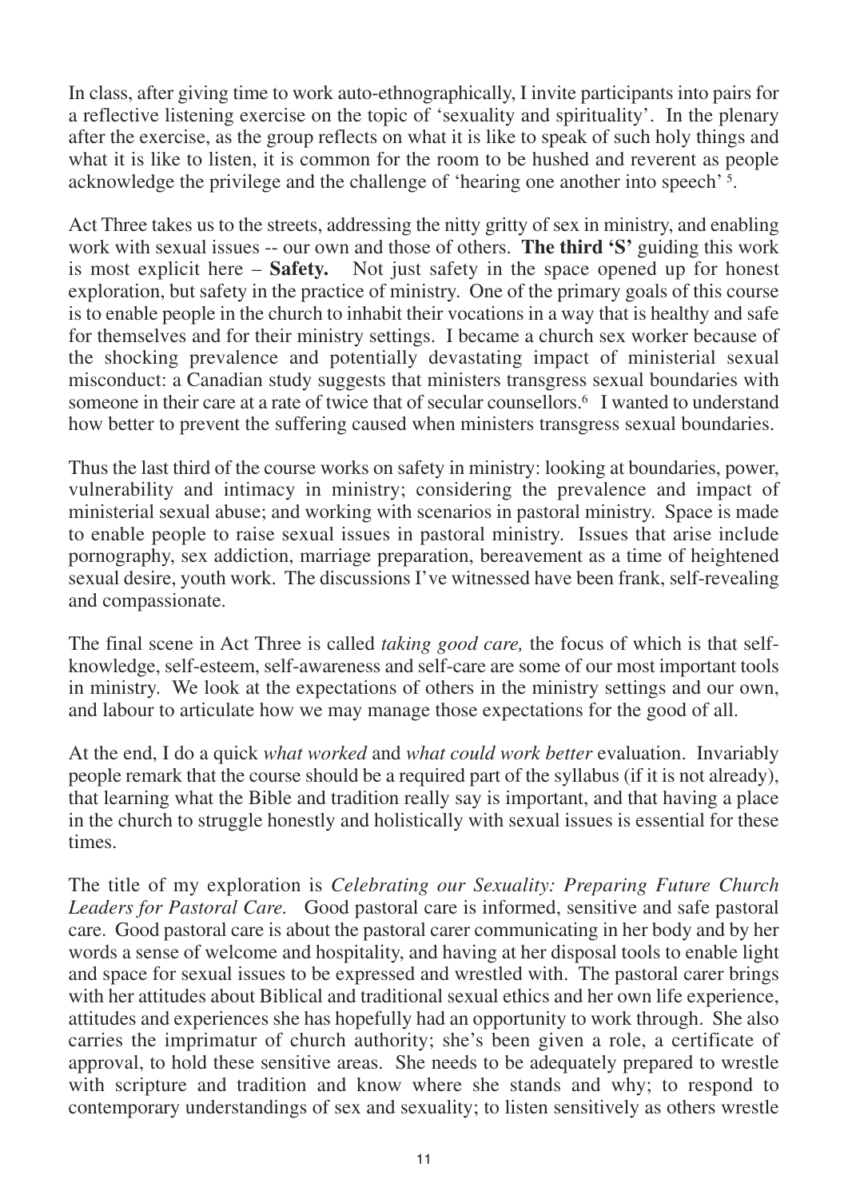In class, after giving time to work auto-ethnographically, I invite participants into pairs for a reflective listening exercise on the topic of 'sexuality and spirituality'. In the plenary after the exercise, as the group reflects on what it is like to speak of such holy things and what it is like to listen, it is common for the room to be hushed and reverent as people acknowledge the privilege and the challenge of 'hearing one another into speech' [5].

Act Three takes us to the streets, addressing the nitty gritty of sex in ministry, and enabling work with sexual issues -- our own and those of others. **The third 'S'** guiding this work is most explicit here – **Safety.** Not just safety in the space opened up for honest exploration, but safety in the practice of ministry. One of the primary goals of this course is to enable people in the church to inhabit their vocations in a way that is healthy and safe for themselves and for their ministry settings. I became a church sex worker because of the shocking prevalence and potentially devastating impact of ministerial sexual misconduct: a Canadian study suggests that ministers transgress sexual boundaries with someone in their care at a rate of twice that of secular counsellors.[6] I wanted to understand how better to prevent the suffering caused when ministers transgress sexual boundaries.

Thus the last third of the course works on safety in ministry: looking at boundaries, power, vulnerability and intimacy in ministry; considering the prevalence and impact of ministerial sexual abuse; and working with scenarios in pastoral ministry. Space is made to enable people to raise sexual issues in pastoral ministry. Issues that arise include pornography, sex addiction, marriage preparation, bereavement as a time of heightened sexual desire, youth work. The discussions I've witnessed have been frank, self-revealing and compassionate.

The final scene in Act Three is called *taking good care,* the focus of which is that self-knowledge, self-esteem, self-awareness and self-care are some of our most important tools in ministry. We look at the expectations of others in the ministry settings and our own, and labour to articulate how we may manage those expectations for the good of all.

At the end, I do a quick *what worked* and *what could work better* evaluation. Invariably people remark that the course should be a required part of the syllabus (if it is not already), that learning what the Bible and tradition really say is important, and that having a place in the church to struggle honestly and holistically with sexual issues is essential for these times.

The title of my exploration is *Celebrating our Sexuality: Preparing Future Church Leaders for Pastoral Care.* Good pastoral care is informed, sensitive and safe pastoral care. Good pastoral care is about the pastoral carer communicating in her body and by her words a sense of welcome and hospitality, and having at her disposal tools to enable light and space for sexual issues to be expressed and wrestled with. The pastoral carer brings with her attitudes about Biblical and traditional sexual ethics and her own life experience, attitudes and experiences she has hopefully had an opportunity to work through. She also carries the imprimatur of church authority; she's been given a role, a certificate of approval, to hold these sensitive areas. She needs to be adequately prepared to wrestle with scripture and tradition and know where she stands and why; to respond to contemporary understandings of sex and sexuality; to listen sensitively as others wrestle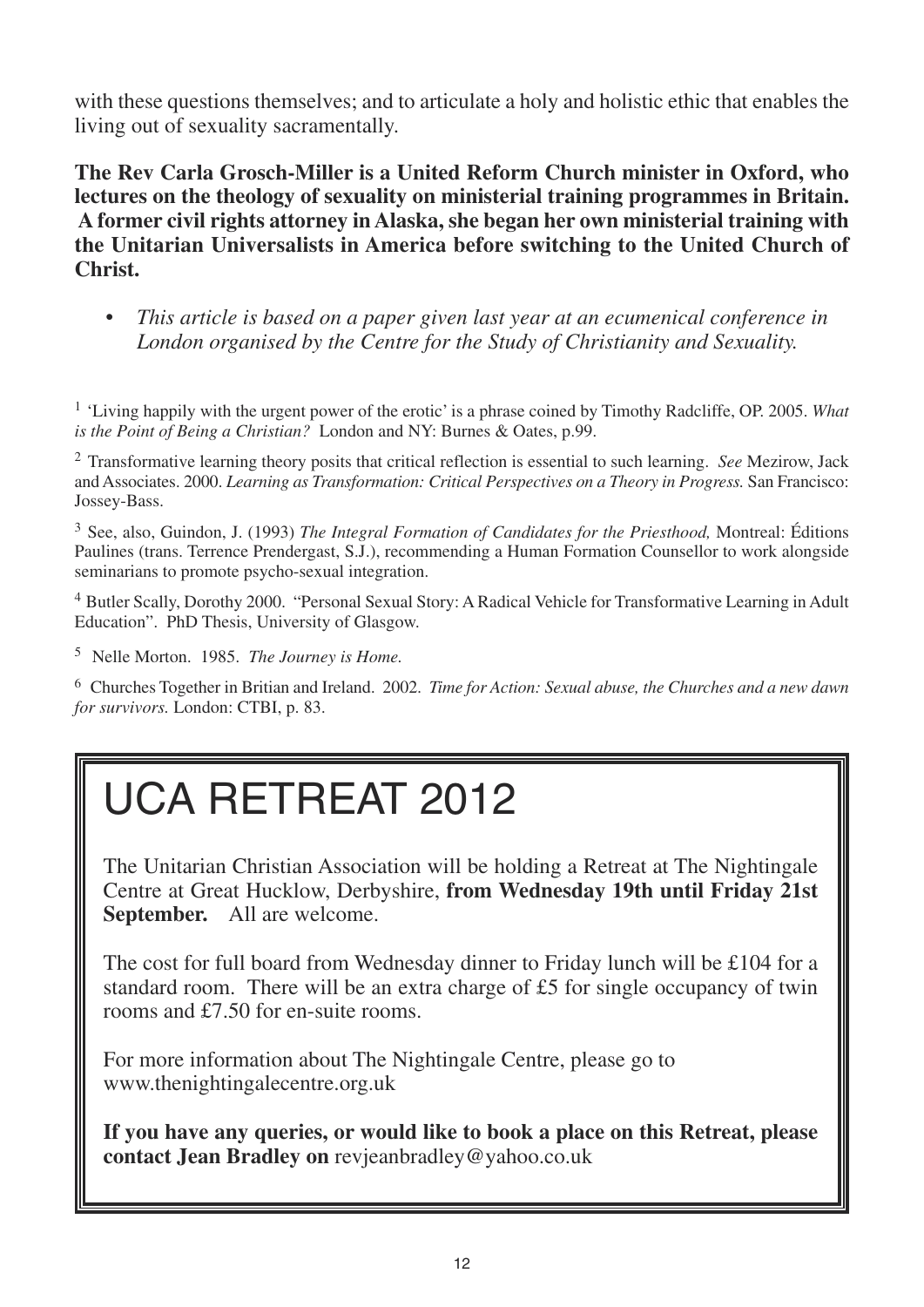with these questions themselves; and to articulate a holy and holistic ethic that enables the living out of sexuality sacramentally.

**The Rev Carla Grosch-Miller is a United Reform Church minister in Oxford, who lectures on the theology of sexuality on ministerial training programmes in Britain. A former civil rights attorney in Alaska, she began her own ministerial training with the Unitarian Universalists in America before switching to the United Church of Christ.**

- *This article is based on a paper given last year at an ecumenical conference in London organised by the Centre for the Study of Christianity and Sexuality.*

[1] 'Living happily with the urgent power of the erotic' is a phrase coined by Timothy Radcliffe, OP. 2005. *What is the Point of Being a Christian?* London and NY: Burnes & Oates, p.99.

[2] Transformative learning theory posits that critical reflection is essential to such learning. *See* Mezirow, Jack and Associates. 2000. *Learning as Transformation: Critical Perspectives on a Theory in Progress.* San Francisco: Jossey-Bass.

[3] See, also, Guindon, J. (1993) *The Integral Formation of Candidates for the Priesthood,* Montreal: Éditions Paulines (trans. Terrence Prendergast, S.J.), recommending a Human Formation Counsellor to work alongside seminarians to promote psycho-sexual integration.

[4] Butler Scally, Dorothy 2000. "Personal Sexual Story: A Radical Vehicle for Transformative Learning in Adult Education". PhD Thesis, University of Glasgow.

[5] Nelle Morton. 1985. *The Journey is Home.*

[6] Churches Together in Britian and Ireland. 2002. *Time for Action: Sexual abuse, the Churches and a new dawn for survivors.* London: CTBI, p. 83.

# UCA RETREAT 2012

The Unitarian Christian Association will be holding a Retreat at The Nightingale Centre at Great Hucklow, Derbyshire, **from Wednesday 19th until Friday 21st September.** All are welcome.

The cost for full board from Wednesday dinner to Friday lunch will be £104 for a standard room. There will be an extra charge of £5 for single occupancy of twin rooms and £7.50 for en-suite rooms.

For more information about The Nightingale Centre, please go to www.thenightingalecentre.org.uk

**If you have any queries, or would like to book a place on this Retreat, please contact Jean Bradley on** revjeanbradley@yahoo.co.uk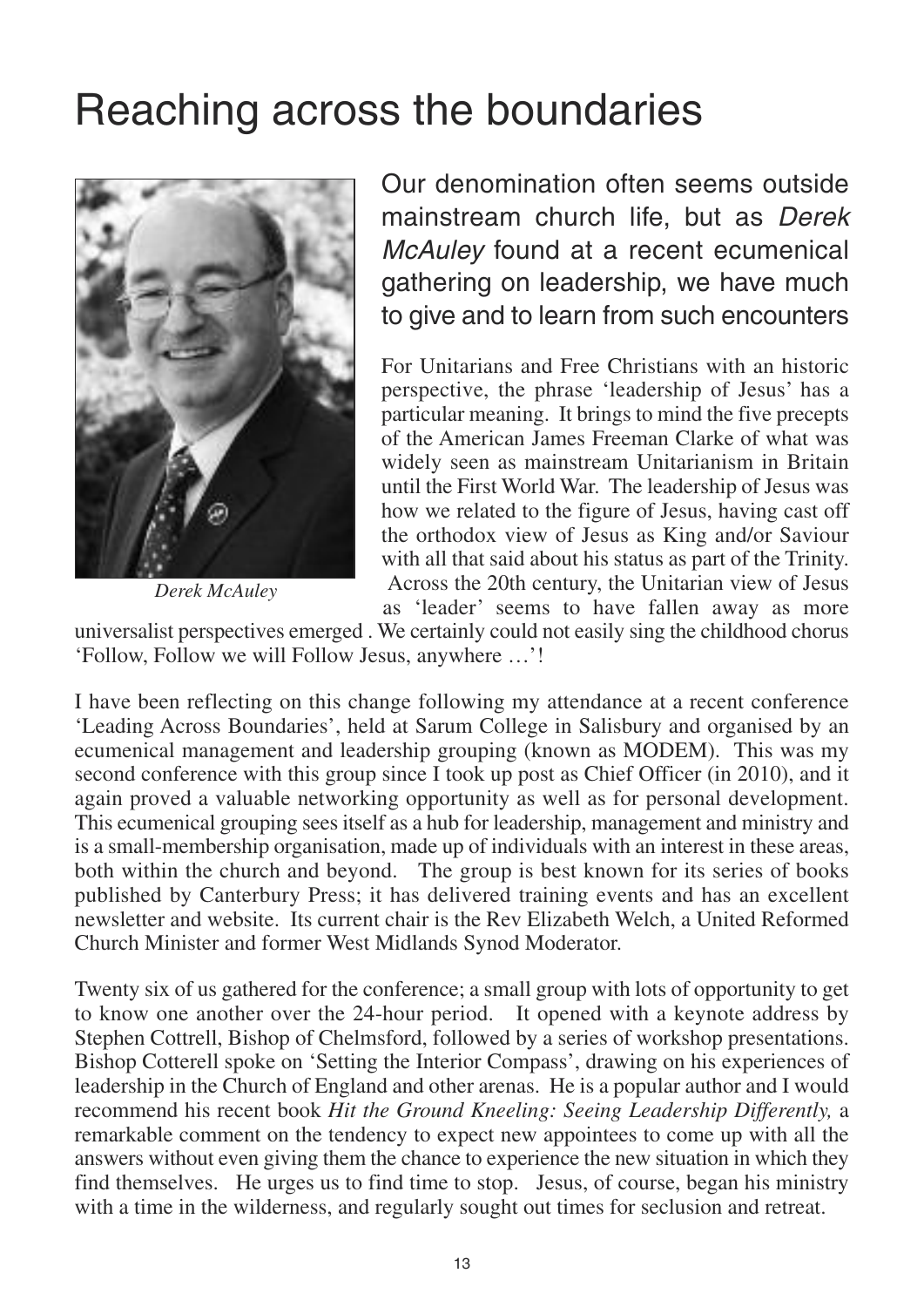# Reaching across the boundaries

*Derek McAuley*

Our denomination often seems outside mainstream church life, but as *Derek McAuley* found at a recent ecumenical gathering on leadership, we have much to give and to learn from such encounters

For Unitarians and Free Christians with an historic perspective, the phrase 'leadership of Jesus' has a particular meaning. It brings to mind the five precepts of the American James Freeman Clarke of what was widely seen as mainstream Unitarianism in Britain until the First World War. The leadership of Jesus was how we related to the figure of Jesus, having cast off the orthodox view of Jesus as King and/or Saviour with all that said about his status as part of the Trinity. Across the 20th century, the Unitarian view of Jesus as 'leader' seems to have fallen away as more universalist perspectives emerged . We certainly could not easily sing the childhood chorus 'Follow, Follow we will Follow Jesus, anywhere …'!

I have been reflecting on this change following my attendance at a recent conference 'Leading Across Boundaries', held at Sarum College in Salisbury and organised by an ecumenical management and leadership grouping (known as MODEM). This was my second conference with this group since I took up post as Chief Officer (in 2010), and it again proved a valuable networking opportunity as well as for personal development. This ecumenical grouping sees itself as a hub for leadership, management and ministry and is a small-membership organisation, made up of individuals with an interest in these areas, both within the church and beyond. The group is best known for its series of books published by Canterbury Press; it has delivered training events and has an excellent newsletter and website. Its current chair is the Rev Elizabeth Welch, a United Reformed Church Minister and former West Midlands Synod Moderator.

Twenty six of us gathered for the conference; a small group with lots of opportunity to get to know one another over the 24-hour period. It opened with a keynote address by Stephen Cottrell, Bishop of Chelmsford, followed by a series of workshop presentations. Bishop Cotterell spoke on 'Setting the Interior Compass', drawing on his experiences of leadership in the Church of England and other arenas. He is a popular author and I would recommend his recent book *Hit the Ground Kneeling: Seeing Leadership Differently,* a remarkable comment on the tendency to expect new appointees to come up with all the answers without even giving them the chance to experience the new situation in which they find themselves. He urges us to find time to stop. Jesus, of course, began his ministry with a time in the wilderness, and regularly sought out times for seclusion and retreat.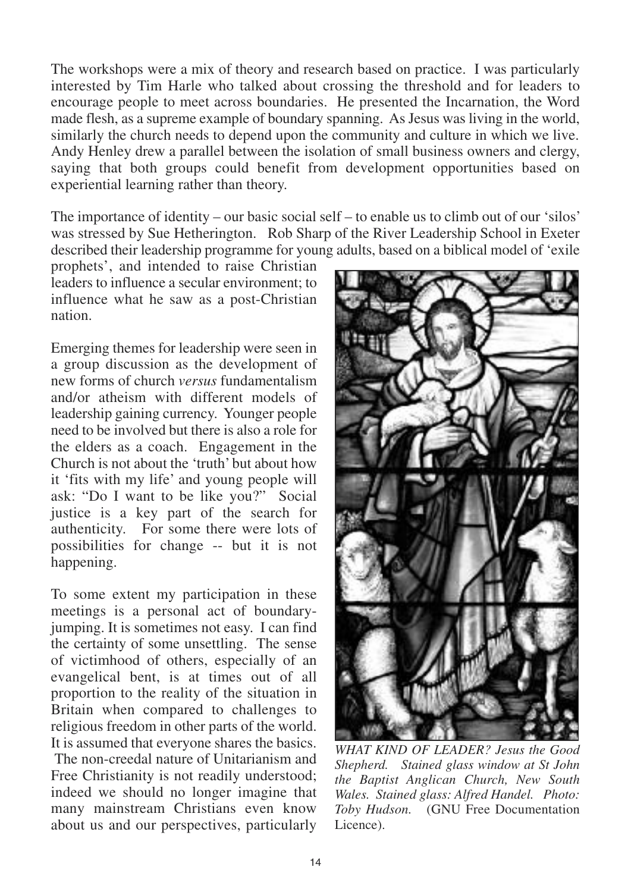The workshops were a mix of theory and research based on practice. I was particularly interested by Tim Harle who talked about crossing the threshold and for leaders to encourage people to meet across boundaries. He presented the Incarnation, the Word made flesh, as a supreme example of boundary spanning. As Jesus was living in the world, similarly the church needs to depend upon the community and culture in which we live. Andy Henley drew a parallel between the isolation of small business owners and clergy, saying that both groups could benefit from development opportunities based on experiential learning rather than theory.

The importance of identity – our basic social self – to enable us to climb out of our 'silos' was stressed by Sue Hetherington. Rob Sharp of the River Leadership School in Exeter described their leadership programme for young adults, based on a biblical model of 'exile prophets', and intended to raise Christian leaders to influence a secular environment; to influence what he saw as a post-Christian nation.

Emerging themes for leadership were seen in a group discussion as the development of new forms of church *versus* fundamentalism and/or atheism with different models of leadership gaining currency. Younger people need to be involved but there is also a role for the elders as a coach. Engagement in the Church is not about the 'truth' but about how it 'fits with my life' and young people will ask: "Do I want to be like you?" Social justice is a key part of the search for authenticity. For some there were lots of possibilities for change -- but it is not happening.

To some extent my participation in these meetings is a personal act of boundary-jumping. It is sometimes not easy. I can find the certainty of some unsettling. The sense of victimhood of others, especially of an evangelical bent, is at times out of all proportion to the reality of the situation in Britain when compared to challenges to religious freedom in other parts of the world. It is assumed that everyone shares the basics. The non-creedal nature of Unitarianism and Free Christianity is not readily understood; indeed we should no longer imagine that many mainstream Christians even know about us and our perspectives, particularly

*WHAT KIND OF LEADER? Jesus the Good Shepherd. Stained glass window at St John the Baptist Anglican Church, New South Wales. Stained glass: Alfred Handel. Photo: Toby Hudson.* (GNU Free Documentation Licence).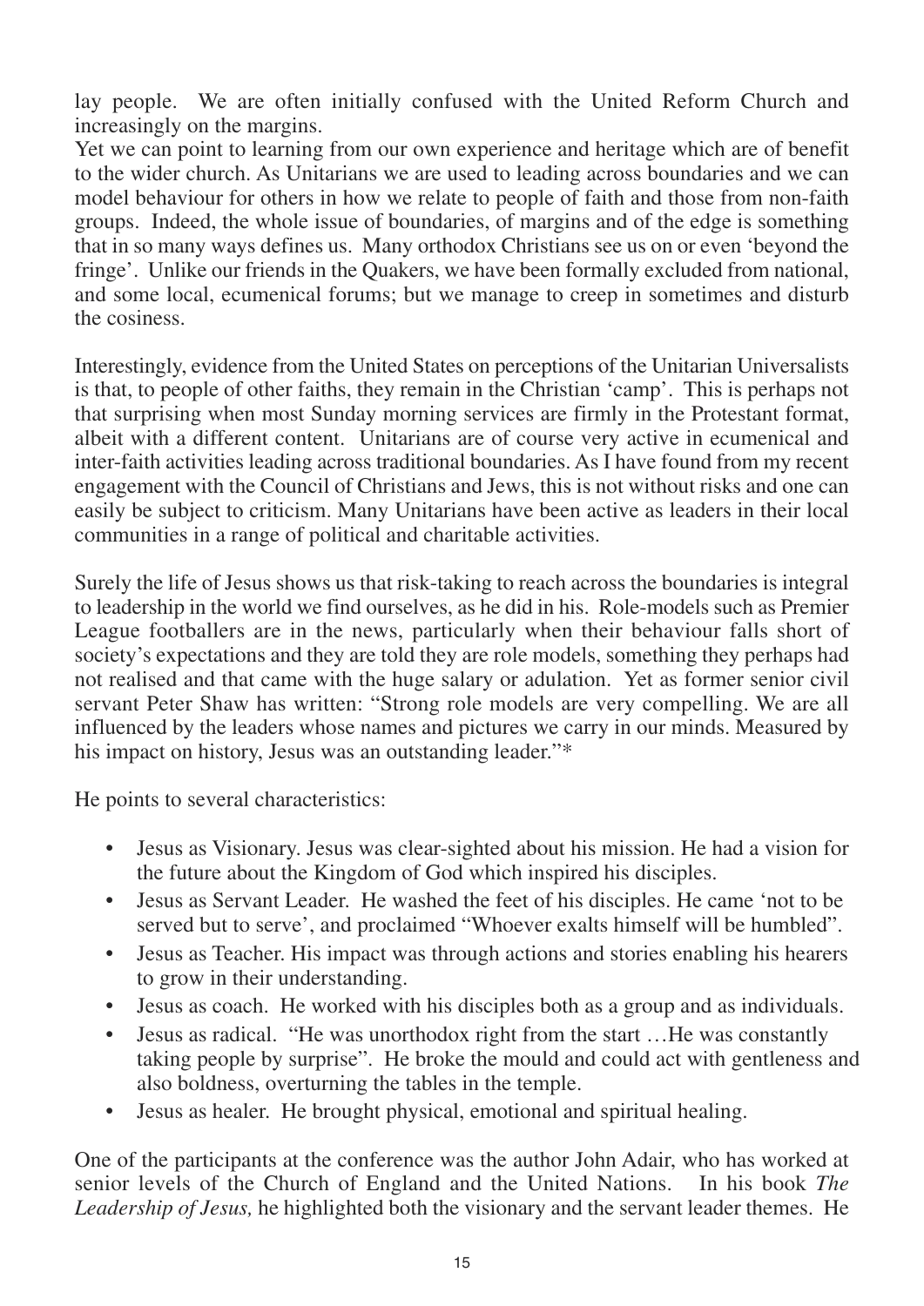lay people. We are often initially confused with the United Reform Church and increasingly on the margins.

Yet we can point to learning from our own experience and heritage which are of benefit to the wider church. As Unitarians we are used to leading across boundaries and we can model behaviour for others in how we relate to people of faith and those from non-faith groups. Indeed, the whole issue of boundaries, of margins and of the edge is something that in so many ways defines us. Many orthodox Christians see us on or even 'beyond the fringe'. Unlike our friends in the Quakers, we have been formally excluded from national, and some local, ecumenical forums; but we manage to creep in sometimes and disturb the cosiness.

Interestingly, evidence from the United States on perceptions of the Unitarian Universalists is that, to people of other faiths, they remain in the Christian 'camp'. This is perhaps not that surprising when most Sunday morning services are firmly in the Protestant format, albeit with a different content. Unitarians are of course very active in ecumenical and inter-faith activities leading across traditional boundaries. As I have found from my recent engagement with the Council of Christians and Jews, this is not without risks and one can easily be subject to criticism. Many Unitarians have been active as leaders in their local communities in a range of political and charitable activities.

Surely the life of Jesus shows us that risk-taking to reach across the boundaries is integral to leadership in the world we find ourselves, as he did in his. Role-models such as Premier League footballers are in the news, particularly when their behaviour falls short of society's expectations and they are told they are role models, something they perhaps had not realised and that came with the huge salary or adulation. Yet as former senior civil servant Peter Shaw has written: "Strong role models are very compelling. We are all influenced by the leaders whose names and pictures we carry in our minds. Measured by his impact on history, Jesus was an outstanding leader."*

He points to several characteristics:

- Jesus as Visionary. Jesus was clear-sighted about his mission. He had a vision for the future about the Kingdom of God which inspired his disciples.
- Jesus as Servant Leader. He washed the feet of his disciples. He came 'not to be served but to serve', and proclaimed "Whoever exalts himself will be humbled".
- Jesus as Teacher. His impact was through actions and stories enabling his hearers to grow in their understanding.
- Jesus as coach. He worked with his disciples both as a group and as individuals.
- Jesus as radical. "He was unorthodox right from the start …He was constantly taking people by surprise". He broke the mould and could act with gentleness and also boldness, overturning the tables in the temple.
- Jesus as healer. He brought physical, emotional and spiritual healing.

One of the participants at the conference was the author John Adair, who has worked at senior levels of the Church of England and the United Nations. In his book *The Leadership of Jesus,* he highlighted both the visionary and the servant leader themes. He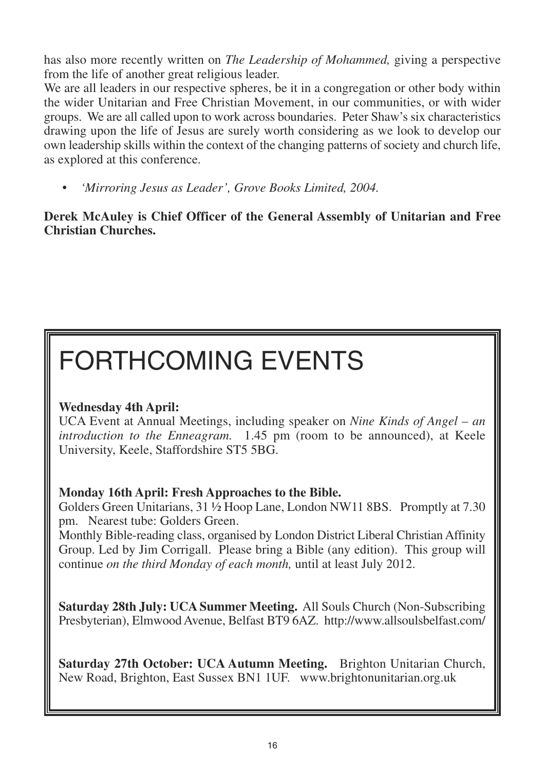has also more recently written on *The Leadership of Mohammed,* giving a perspective from the life of another great religious leader.

We are all leaders in our respective spheres, be it in a congregation or other body within the wider Unitarian and Free Christian Movement, in our communities, or with wider groups. We are all called upon to work across boundaries. Peter Shaw's six characteristics drawing upon the life of Jesus are surely worth considering as we look to develop our own leadership skills within the context of the changing patterns of society and church life, as explored at this conference.

- *'Mirroring Jesus as Leader', Grove Books Limited, 2004.*

**Derek McAuley is Chief Officer of the General Assembly of Unitarian and Free Christian Churches.**

# FORTHCOMING EVENTS

**Wednesday 4th April:**
UCA Event at Annual Meetings, including speaker on *Nine Kinds of Angel – an introduction to the Enneagram.* 1.45 pm (room to be announced), at Keele University, Keele, Staffordshire ST5 5BG.

**Monday 16th April: Fresh Approaches to the Bible.**
Golders Green Unitarians, 31 ½ Hoop Lane, London NW11 8BS. Promptly at 7.30 pm. Nearest tube: Golders Green.
Monthly Bible-reading class, organised by London District Liberal Christian Affinity Group. Led by Jim Corrigall. Please bring a Bible (any edition). This group will continue *on the third Monday of each month,* until at least July 2012.

**Saturday 28th July: UCA Summer Meeting.** All Souls Church (Non-Subscribing Presbyterian), Elmwood Avenue, Belfast BT9 6AZ. http://www.allsoulsbelfast.com/

**Saturday 27th October: UCA Autumn Meeting.** Brighton Unitarian Church, New Road, Brighton, East Sussex BN1 1UF. www.brightonunitarian.org.uk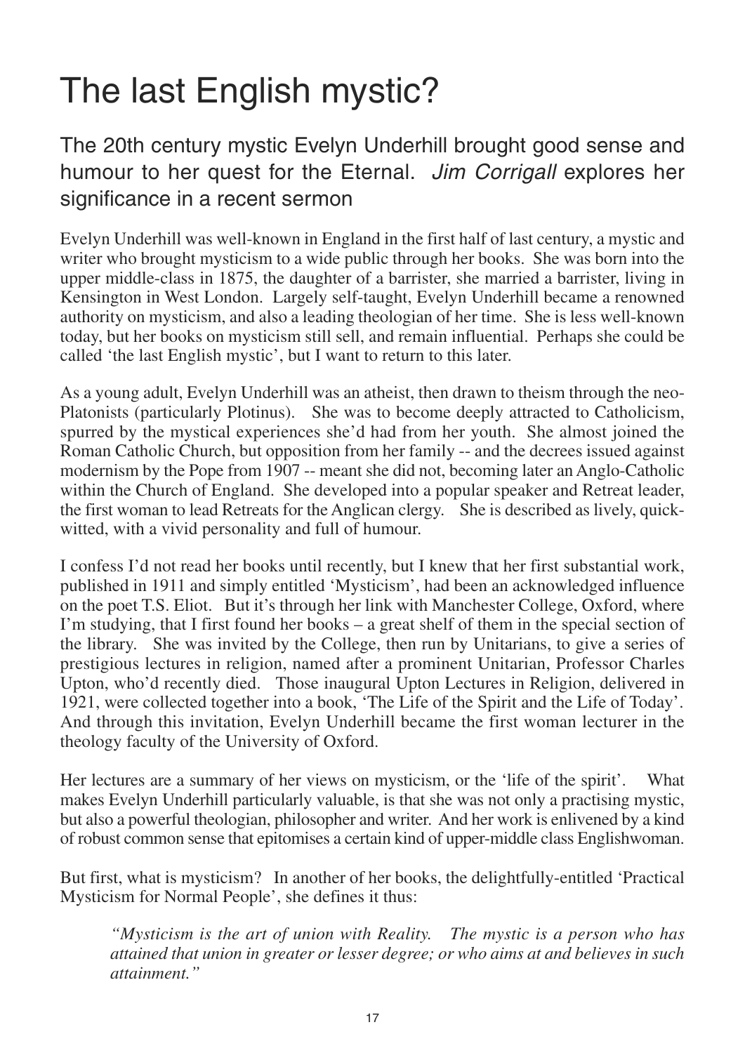# The last English mystic?

## The 20th century mystic Evelyn Underhill brought good sense and humour to her quest for the Eternal. *Jim Corrigall* explores her significance in a recent sermon

Evelyn Underhill was well-known in England in the first half of last century, a mystic and writer who brought mysticism to a wide public through her books. She was born into the upper middle-class in 1875, the daughter of a barrister, she married a barrister, living in Kensington in West London. Largely self-taught, Evelyn Underhill became a renowned authority on mysticism, and also a leading theologian of her time. She is less well-known today, but her books on mysticism still sell, and remain influential. Perhaps she could be called 'the last English mystic', but I want to return to this later.

As a young adult, Evelyn Underhill was an atheist, then drawn to theism through the neo-Platonists (particularly Plotinus). She was to become deeply attracted to Catholicism, spurred by the mystical experiences she'd had from her youth. She almost joined the Roman Catholic Church, but opposition from her family -- and the decrees issued against modernism by the Pope from 1907 -- meant she did not, becoming later an Anglo-Catholic within the Church of England. She developed into a popular speaker and Retreat leader, the first woman to lead Retreats for the Anglican clergy. She is described as lively, quick-witted, with a vivid personality and full of humour.

I confess I'd not read her books until recently, but I knew that her first substantial work, published in 1911 and simply entitled 'Mysticism', had been an acknowledged influence on the poet T.S. Eliot. But it's through her link with Manchester College, Oxford, where I'm studying, that I first found her books – a great shelf of them in the special section of the library. She was invited by the College, then run by Unitarians, to give a series of prestigious lectures in religion, named after a prominent Unitarian, Professor Charles Upton, who'd recently died. Those inaugural Upton Lectures in Religion, delivered in 1921, were collected together into a book, 'The Life of the Spirit and the Life of Today'. And through this invitation, Evelyn Underhill became the first woman lecturer in the theology faculty of the University of Oxford.

Her lectures are a summary of her views on mysticism, or the 'life of the spirit'. What makes Evelyn Underhill particularly valuable, is that she was not only a practising mystic, but also a powerful theologian, philosopher and writer. And her work is enlivened by a kind of robust common sense that epitomises a certain kind of upper-middle class Englishwoman.

But first, what is mysticism? In another of her books, the delightfully-entitled 'Practical Mysticism for Normal People', she defines it thus:

> *"Mysticism is the art of union with Reality. The mystic is a person who has attained that union in greater or lesser degree; or who aims at and believes in such attainment."*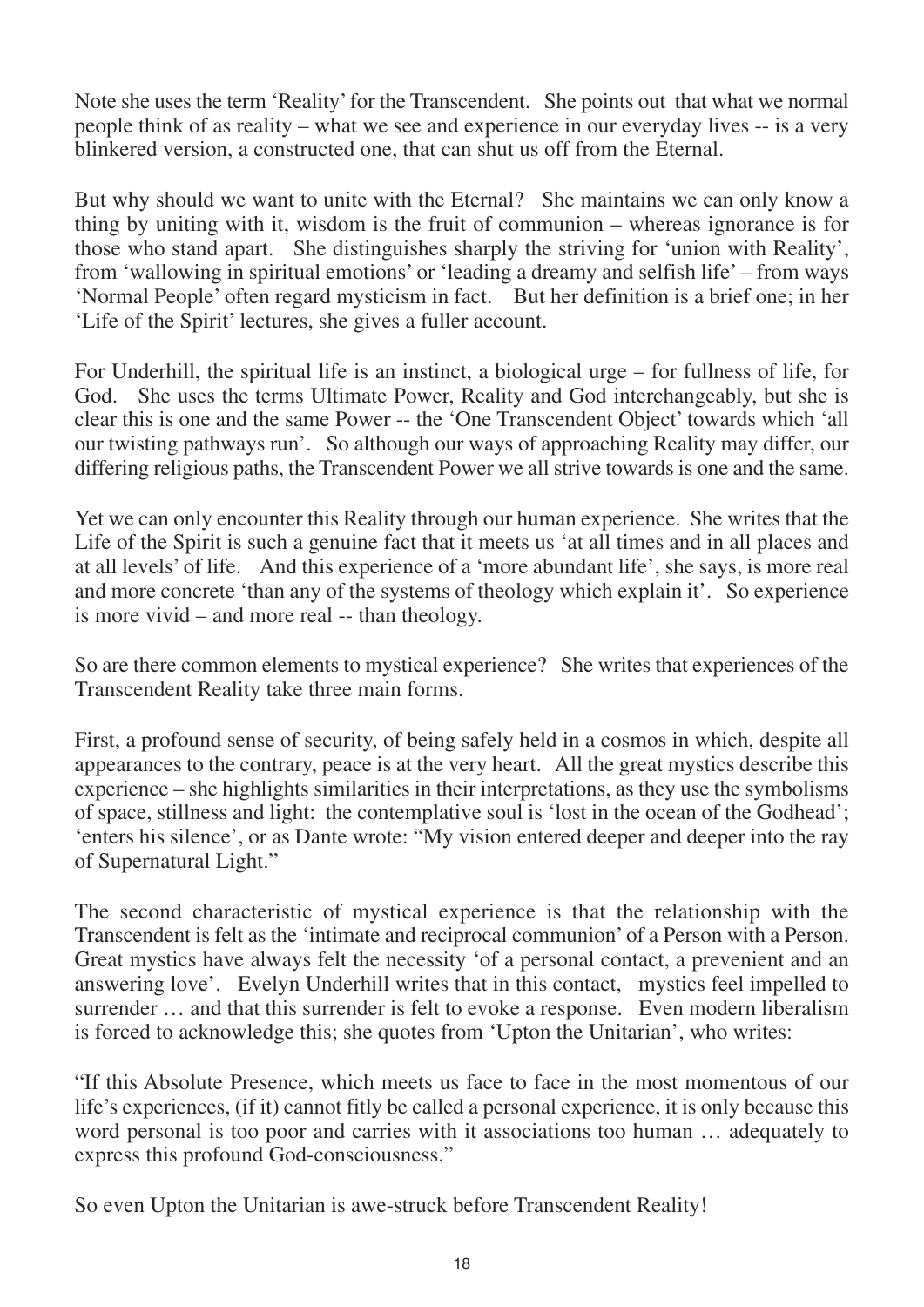Note she uses the term 'Reality' for the Transcendent. She points out that what we normal people think of as reality – what we see and experience in our everyday lives -- is a very blinkered version, a constructed one, that can shut us off from the Eternal.

But why should we want to unite with the Eternal? She maintains we can only know a thing by uniting with it, wisdom is the fruit of communion – whereas ignorance is for those who stand apart. She distinguishes sharply the striving for 'union with Reality', from 'wallowing in spiritual emotions' or 'leading a dreamy and selfish life' – from ways 'Normal People' often regard mysticism in fact. But her definition is a brief one; in her 'Life of the Spirit' lectures, she gives a fuller account.

For Underhill, the spiritual life is an instinct, a biological urge – for fullness of life, for God. She uses the terms Ultimate Power, Reality and God interchangeably, but she is clear this is one and the same Power -- the 'One Transcendent Object' towards which 'all our twisting pathways run'. So although our ways of approaching Reality may differ, our differing religious paths, the Transcendent Power we all strive towards is one and the same.

Yet we can only encounter this Reality through our human experience. She writes that the Life of the Spirit is such a genuine fact that it meets us 'at all times and in all places and at all levels' of life. And this experience of a 'more abundant life', she says, is more real and more concrete 'than any of the systems of theology which explain it'. So experience is more vivid – and more real -- than theology.

So are there common elements to mystical experience? She writes that experiences of the Transcendent Reality take three main forms.

First, a profound sense of security, of being safely held in a cosmos in which, despite all appearances to the contrary, peace is at the very heart. All the great mystics describe this experience – she highlights similarities in their interpretations, as they use the symbolisms of space, stillness and light: the contemplative soul is 'lost in the ocean of the Godhead'; 'enters his silence', or as Dante wrote: "My vision entered deeper and deeper into the ray of Supernatural Light."

The second characteristic of mystical experience is that the relationship with the Transcendent is felt as the 'intimate and reciprocal communion' of a Person with a Person. Great mystics have always felt the necessity 'of a personal contact, a prevenient and an answering love'. Evelyn Underhill writes that in this contact, mystics feel impelled to surrender … and that this surrender is felt to evoke a response. Even modern liberalism is forced to acknowledge this; she quotes from 'Upton the Unitarian', who writes:

"If this Absolute Presence, which meets us face to face in the most momentous of our life's experiences, (if it) cannot fitly be called a personal experience, it is only because this word personal is too poor and carries with it associations too human … adequately to express this profound God-consciousness."

So even Upton the Unitarian is awe-struck before Transcendent Reality!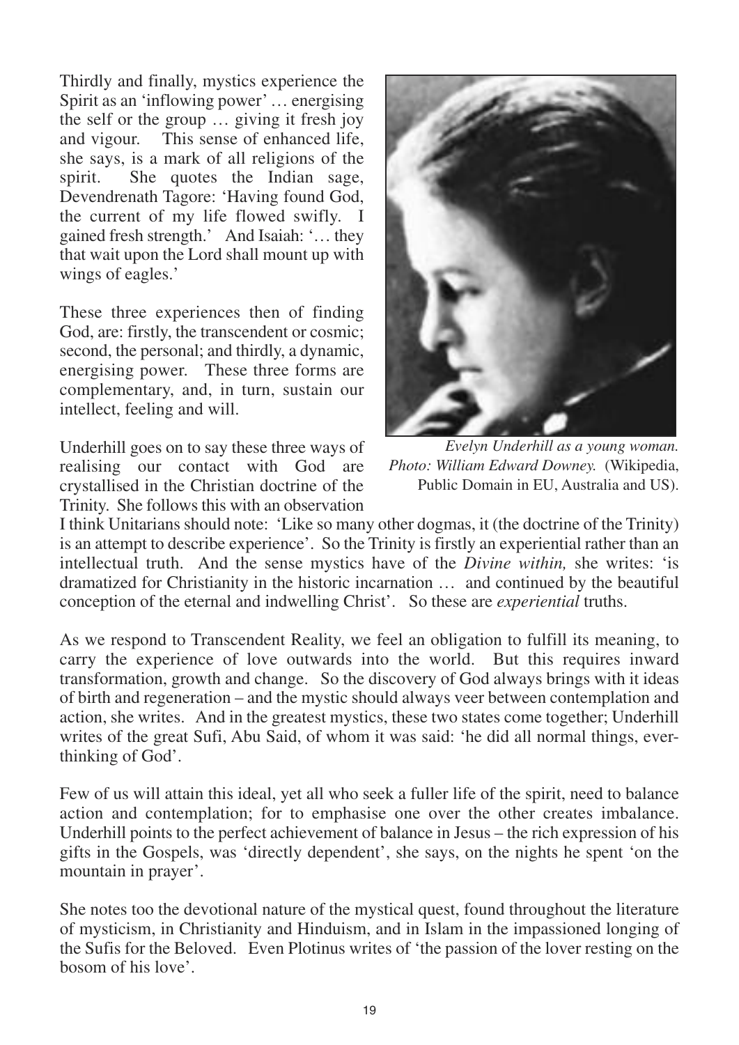Thirdly and finally, mystics experience the Spirit as an 'inflowing power' … energising the self or the group … giving it fresh joy and vigour. This sense of enhanced life, she says, is a mark of all religions of the spirit. She quotes the Indian sage, Devendrenath Tagore: 'Having found God, the current of my life flowed swifly. I gained fresh strength.' And Isaiah: '… they that wait upon the Lord shall mount up with wings of eagles.'

These three experiences then of finding God, are: firstly, the transcendent or cosmic; second, the personal; and thirdly, a dynamic, energising power. These three forms are complementary, and, in turn, sustain our intellect, feeling and will.

*Evelyn Underhill as a young woman. Photo: William Edward Downey.* (Wikipedia, Public Domain in EU, Australia and US).

Underhill goes on to say these three ways of realising our contact with God are crystallised in the Christian doctrine of the Trinity. She follows this with an observation I think Unitarians should note: 'Like so many other dogmas, it (the doctrine of the Trinity) is an attempt to describe experience'. So the Trinity is firstly an experiential rather than an intellectual truth. And the sense mystics have of the *Divine within,* she writes: 'is dramatized for Christianity in the historic incarnation … and continued by the beautiful conception of the eternal and indwelling Christ'. So these are *experiential* truths.

As we respond to Transcendent Reality, we feel an obligation to fulfill its meaning, to carry the experience of love outwards into the world. But this requires inward transformation, growth and change. So the discovery of God always brings with it ideas of birth and regeneration – and the mystic should always veer between contemplation and action, she writes. And in the greatest mystics, these two states come together; Underhill writes of the great Sufi, Abu Said, of whom it was said: 'he did all normal things, ever-thinking of God'.

Few of us will attain this ideal, yet all who seek a fuller life of the spirit, need to balance action and contemplation; for to emphasise one over the other creates imbalance. Underhill points to the perfect achievement of balance in Jesus – the rich expression of his gifts in the Gospels, was 'directly dependent', she says, on the nights he spent 'on the mountain in prayer'.

She notes too the devotional nature of the mystical quest, found throughout the literature of mysticism, in Christianity and Hinduism, and in Islam in the impassioned longing of the Sufis for the Beloved. Even Plotinus writes of 'the passion of the lover resting on the bosom of his love'.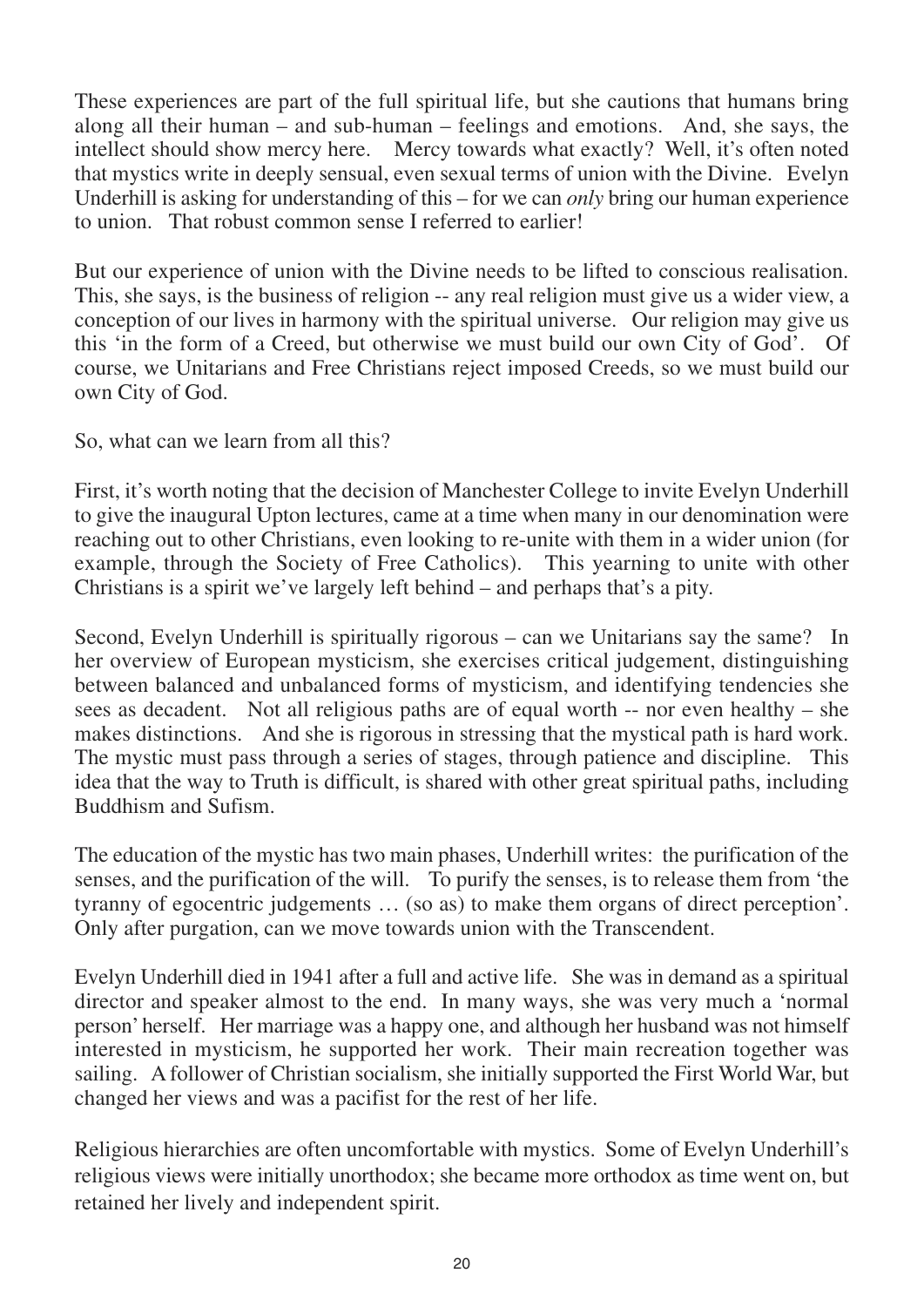These experiences are part of the full spiritual life, but she cautions that humans bring along all their human – and sub-human – feelings and emotions. And, she says, the intellect should show mercy here. Mercy towards what exactly? Well, it's often noted that mystics write in deeply sensual, even sexual terms of union with the Divine. Evelyn Underhill is asking for understanding of this – for we can *only* bring our human experience to union. That robust common sense I referred to earlier!

But our experience of union with the Divine needs to be lifted to conscious realisation. This, she says, is the business of religion -- any real religion must give us a wider view, a conception of our lives in harmony with the spiritual universe. Our religion may give us this 'in the form of a Creed, but otherwise we must build our own City of God'. Of course, we Unitarians and Free Christians reject imposed Creeds, so we must build our own City of God.

So, what can we learn from all this?

First, it's worth noting that the decision of Manchester College to invite Evelyn Underhill to give the inaugural Upton lectures, came at a time when many in our denomination were reaching out to other Christians, even looking to re-unite with them in a wider union (for example, through the Society of Free Catholics). This yearning to unite with other Christians is a spirit we've largely left behind – and perhaps that's a pity.

Second, Evelyn Underhill is spiritually rigorous – can we Unitarians say the same? In her overview of European mysticism, she exercises critical judgement, distinguishing between balanced and unbalanced forms of mysticism, and identifying tendencies she sees as decadent. Not all religious paths are of equal worth -- nor even healthy – she makes distinctions. And she is rigorous in stressing that the mystical path is hard work. The mystic must pass through a series of stages, through patience and discipline. This idea that the way to Truth is difficult, is shared with other great spiritual paths, including Buddhism and Sufism.

The education of the mystic has two main phases, Underhill writes: the purification of the senses, and the purification of the will. To purify the senses, is to release them from 'the tyranny of egocentric judgements … (so as) to make them organs of direct perception'. Only after purgation, can we move towards union with the Transcendent.

Evelyn Underhill died in 1941 after a full and active life. She was in demand as a spiritual director and speaker almost to the end. In many ways, she was very much a 'normal person' herself. Her marriage was a happy one, and although her husband was not himself interested in mysticism, he supported her work. Their main recreation together was sailing. A follower of Christian socialism, she initially supported the First World War, but changed her views and was a pacifist for the rest of her life.

Religious hierarchies are often uncomfortable with mystics. Some of Evelyn Underhill's religious views were initially unorthodox; she became more orthodox as time went on, but retained her lively and independent spirit.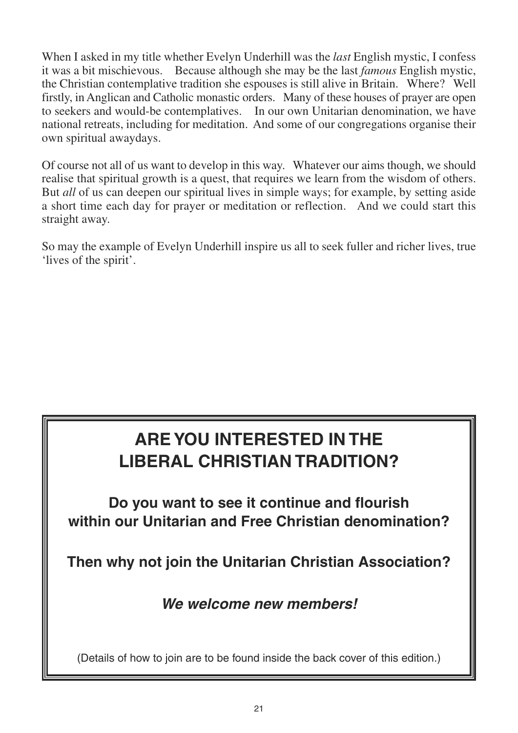When I asked in my title whether Evelyn Underhill was the *last* English mystic, I confess it was a bit mischievous. Because although she may be the last *famous* English mystic, the Christian contemplative tradition she espouses is still alive in Britain. Where? Well firstly, in Anglican and Catholic monastic orders. Many of these houses of prayer are open to seekers and would-be contemplatives. In our own Unitarian denomination, we have national retreats, including for meditation. And some of our congregations organise their own spiritual awaydays.

Of course not all of us want to develop in this way. Whatever our aims though, we should realise that spiritual growth is a quest, that requires we learn from the wisdom of others. But *all* of us can deepen our spiritual lives in simple ways; for example, by setting aside a short time each day for prayer or meditation or reflection. And we could start this straight away.

So may the example of Evelyn Underhill inspire us all to seek fuller and richer lives, true 'lives of the spirit'.

## ARE YOU INTERESTED IN THE LIBERAL CHRISTIAN TRADITION?

**Do you want to see it continue and flourish within our Unitarian and Free Christian denomination?**

**Then why not join the Unitarian Christian Association?**

***We welcome new members!***

(Details of how to join are to be found inside the back cover of this edition.)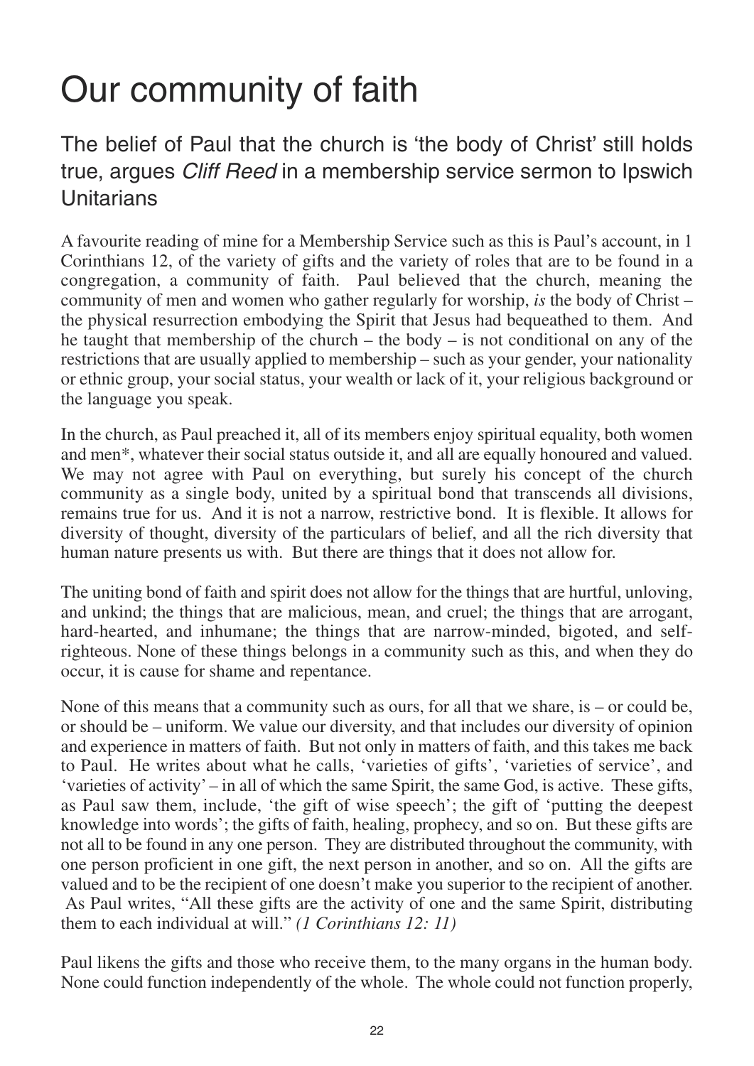# Our community of faith

## The belief of Paul that the church is 'the body of Christ' still holds true, argues *Cliff Reed* in a membership service sermon to Ipswich Unitarians

A favourite reading of mine for a Membership Service such as this is Paul's account, in 1 Corinthians 12, of the variety of gifts and the variety of roles that are to be found in a congregation, a community of faith. Paul believed that the church, meaning the community of men and women who gather regularly for worship, *is* the body of Christ – the physical resurrection embodying the Spirit that Jesus had bequeathed to them. And he taught that membership of the church – the body – is not conditional on any of the restrictions that are usually applied to membership – such as your gender, your nationality or ethnic group, your social status, your wealth or lack of it, your religious background or the language you speak.

In the church, as Paul preached it, all of its members enjoy spiritual equality, both women and men*, whatever their social status outside it, and all are equally honoured and valued. We may not agree with Paul on everything, but surely his concept of the church community as a single body, united by a spiritual bond that transcends all divisions, remains true for us. And it is not a narrow, restrictive bond. It is flexible. It allows for diversity of thought, diversity of the particulars of belief, and all the rich diversity that human nature presents us with. But there are things that it does not allow for.

The uniting bond of faith and spirit does not allow for the things that are hurtful, unloving, and unkind; the things that are malicious, mean, and cruel; the things that are arrogant, hard-hearted, and inhumane; the things that are narrow-minded, bigoted, and self-righteous. None of these things belongs in a community such as this, and when they do occur, it is cause for shame and repentance.

None of this means that a community such as ours, for all that we share, is – or could be, or should be – uniform. We value our diversity, and that includes our diversity of opinion and experience in matters of faith. But not only in matters of faith, and this takes me back to Paul. He writes about what he calls, 'varieties of gifts', 'varieties of service', and 'varieties of activity' – in all of which the same Spirit, the same God, is active. These gifts, as Paul saw them, include, 'the gift of wise speech'; the gift of 'putting the deepest knowledge into words'; the gifts of faith, healing, prophecy, and so on. But these gifts are not all to be found in any one person. They are distributed throughout the community, with one person proficient in one gift, the next person in another, and so on. All the gifts are valued and to be the recipient of one doesn't make you superior to the recipient of another. As Paul writes, "All these gifts are the activity of one and the same Spirit, distributing them to each individual at will." *(1 Corinthians 12: 11)*

Paul likens the gifts and those who receive them, to the many organs in the human body. None could function independently of the whole. The whole could not function properly,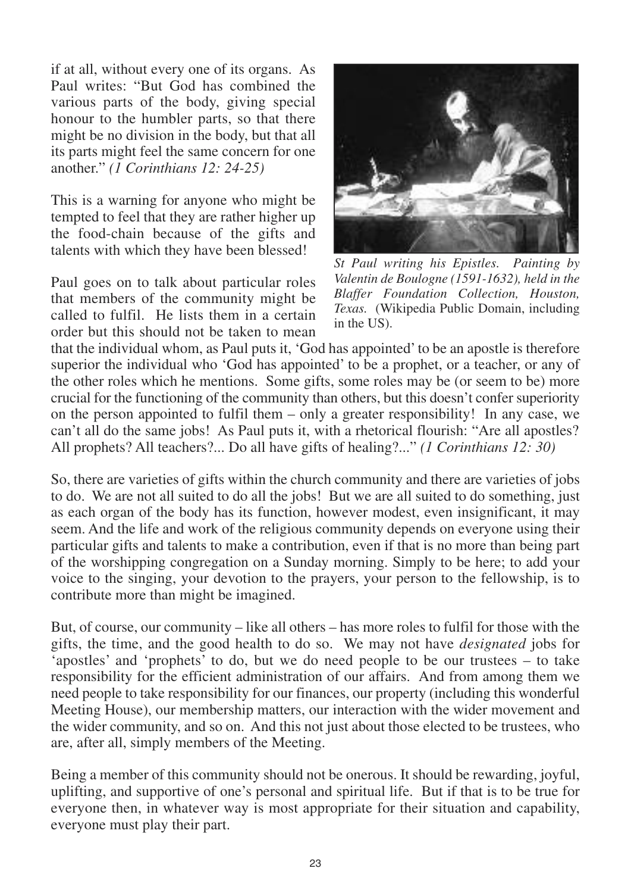if at all, without every one of its organs. As Paul writes: "But God has combined the various parts of the body, giving special honour to the humbler parts, so that there might be no division in the body, but that all its parts might feel the same concern for one another." *(1 Corinthians 12: 24-25)*

This is a warning for anyone who might be tempted to feel that they are rather higher up the food-chain because of the gifts and talents with which they have been blessed!

*St Paul writing his Epistles. Painting by Valentin de Boulogne (1591-1632), held in the Blaffer Foundation Collection, Houston, Texas.* (Wikipedia Public Domain, including in the US).

Paul goes on to talk about particular roles that members of the community might be called to fulfil. He lists them in a certain order but this should not be taken to mean that the individual whom, as Paul puts it, 'God has appointed' to be an apostle is therefore superior the individual who 'God has appointed' to be a prophet, or a teacher, or any of the other roles which he mentions. Some gifts, some roles may be (or seem to be) more crucial for the functioning of the community than others, but this doesn't confer superiority on the person appointed to fulfil them – only a greater responsibility! In any case, we can't all do the same jobs! As Paul puts it, with a rhetorical flourish: "Are all apostles? All prophets? All teachers?... Do all have gifts of healing?..." *(1 Corinthians 12: 30)*

So, there are varieties of gifts within the church community and there are varieties of jobs to do. We are not all suited to do all the jobs! But we are all suited to do something, just as each organ of the body has its function, however modest, even insignificant, it may seem. And the life and work of the religious community depends on everyone using their particular gifts and talents to make a contribution, even if that is no more than being part of the worshipping congregation on a Sunday morning. Simply to be here; to add your voice to the singing, your devotion to the prayers, your person to the fellowship, is to contribute more than might be imagined.

But, of course, our community – like all others – has more roles to fulfil for those with the gifts, the time, and the good health to do so. We may not have *designated* jobs for 'apostles' and 'prophets' to do, but we do need people to be our trustees – to take responsibility for the efficient administration of our affairs. And from among them we need people to take responsibility for our finances, our property (including this wonderful Meeting House), our membership matters, our interaction with the wider movement and the wider community, and so on. And this not just about those elected to be trustees, who are, after all, simply members of the Meeting.

Being a member of this community should not be onerous. It should be rewarding, joyful, uplifting, and supportive of one's personal and spiritual life. But if that is to be true for everyone then, in whatever way is most appropriate for their situation and capability, everyone must play their part.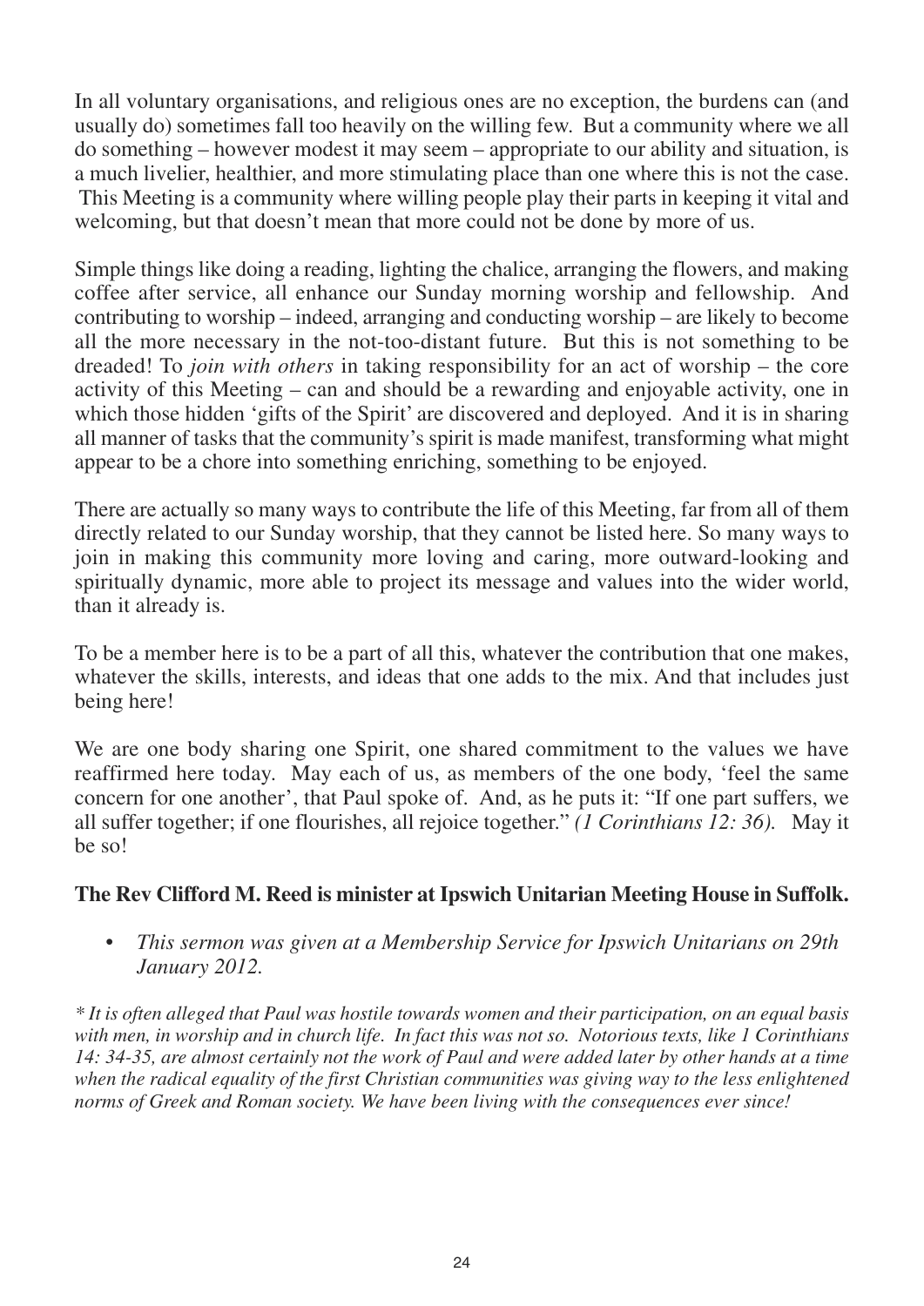In all voluntary organisations, and religious ones are no exception, the burdens can (and usually do) sometimes fall too heavily on the willing few. But a community where we all do something – however modest it may seem – appropriate to our ability and situation, is a much livelier, healthier, and more stimulating place than one where this is not the case. This Meeting is a community where willing people play their parts in keeping it vital and welcoming, but that doesn't mean that more could not be done by more of us.

Simple things like doing a reading, lighting the chalice, arranging the flowers, and making coffee after service, all enhance our Sunday morning worship and fellowship. And contributing to worship – indeed, arranging and conducting worship – are likely to become all the more necessary in the not-too-distant future. But this is not something to be dreaded! To *join with others* in taking responsibility for an act of worship – the core activity of this Meeting – can and should be a rewarding and enjoyable activity, one in which those hidden 'gifts of the Spirit' are discovered and deployed. And it is in sharing all manner of tasks that the community's spirit is made manifest, transforming what might appear to be a chore into something enriching, something to be enjoyed.

There are actually so many ways to contribute the life of this Meeting, far from all of them directly related to our Sunday worship, that they cannot be listed here. So many ways to join in making this community more loving and caring, more outward-looking and spiritually dynamic, more able to project its message and values into the wider world, than it already is.

To be a member here is to be a part of all this, whatever the contribution that one makes, whatever the skills, interests, and ideas that one adds to the mix. And that includes just being here!

We are one body sharing one Spirit, one shared commitment to the values we have reaffirmed here today. May each of us, as members of the one body, 'feel the same concern for one another', that Paul spoke of. And, as he puts it: "If one part suffers, we all suffer together; if one flourishes, all rejoice together." *(1 Corinthians 12: 36).* May it be so!

**The Rev Clifford M. Reed is minister at Ipswich Unitarian Meeting House in Suffolk.**

- *This sermon was given at a Membership Service for Ipswich Unitarians on 29th January 2012.*

*\* It is often alleged that Paul was hostile towards women and their participation, on an equal basis with men, in worship and in church life. In fact this was not so. Notorious texts, like 1 Corinthians 14: 34-35, are almost certainly not the work of Paul and were added later by other hands at a time when the radical equality of the first Christian communities was giving way to the less enlightened norms of Greek and Roman society. We have been living with the consequences ever since!*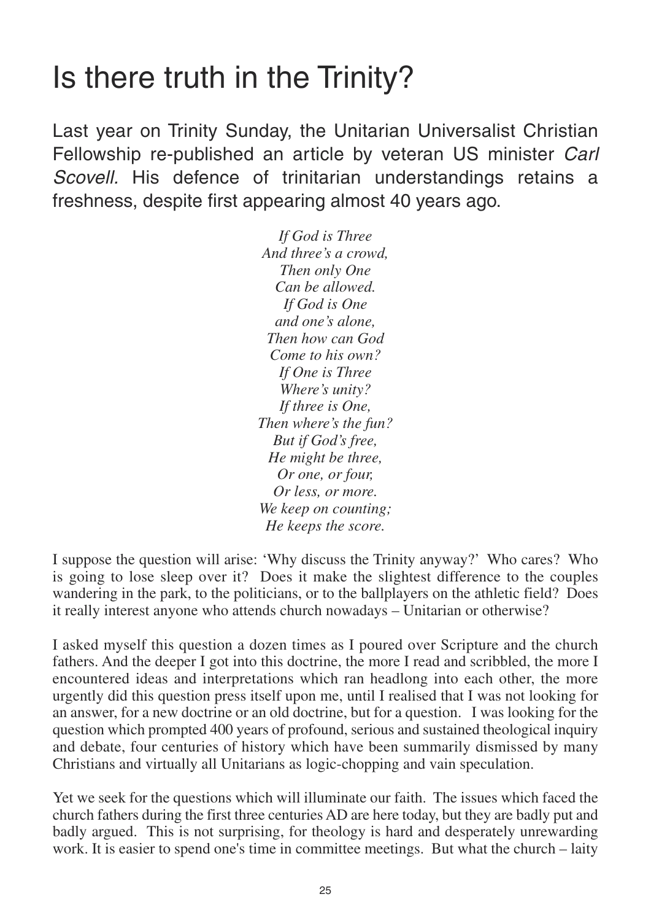# Is there truth in the Trinity?

Last year on Trinity Sunday, the Unitarian Universalist Christian Fellowship re-published an article by veteran US minister *Carl Scovell.* His defence of trinitarian understandings retains a freshness, despite first appearing almost 40 years ago.

*If God is Three*
*And three's a crowd,*
*Then only One*
*Can be allowed.*
*If God is One*
*and one's alone,*
*Then how can God*
*Come to his own?*
*If One is Three*
*Where's unity?*
*If three is One,*
*Then where's the fun?*
*But if God's free,*
*He might be three,*
*Or one, or four,*
*Or less, or more.*
*We keep on counting;*
*He keeps the score.*

I suppose the question will arise: 'Why discuss the Trinity anyway?' Who cares? Who is going to lose sleep over it? Does it make the slightest difference to the couples wandering in the park, to the politicians, or to the ballplayers on the athletic field? Does it really interest anyone who attends church nowadays – Unitarian or otherwise?

I asked myself this question a dozen times as I poured over Scripture and the church fathers. And the deeper I got into this doctrine, the more I read and scribbled, the more I encountered ideas and interpretations which ran headlong into each other, the more urgently did this question press itself upon me, until I realised that I was not looking for an answer, for a new doctrine or an old doctrine, but for a question. I was looking for the question which prompted 400 years of profound, serious and sustained theological inquiry and debate, four centuries of history which have been summarily dismissed by many Christians and virtually all Unitarians as logic-chopping and vain speculation.

Yet we seek for the questions which will illuminate our faith. The issues which faced the church fathers during the first three centuries AD are here today, but they are badly put and badly argued. This is not surprising, for theology is hard and desperately unrewarding work. It is easier to spend one's time in committee meetings. But what the church – laity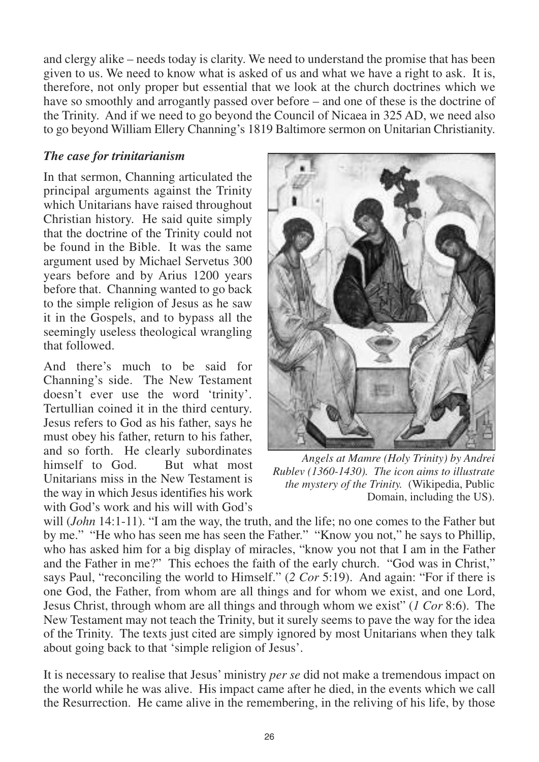and clergy alike – needs today is clarity. We need to understand the promise that has been given to us. We need to know what is asked of us and what we have a right to ask. It is, therefore, not only proper but essential that we look at the church doctrines which we have so smoothly and arrogantly passed over before – and one of these is the doctrine of the Trinity. And if we need to go beyond the Council of Nicaea in 325 AD, we need also to go beyond William Ellery Channing's 1819 Baltimore sermon on Unitarian Christianity.

### *The case for trinitarianism*

In that sermon, Channing articulated the principal arguments against the Trinity which Unitarians have raised throughout Christian history. He said quite simply that the doctrine of the Trinity could not be found in the Bible. It was the same argument used by Michael Servetus 300 years before and by Arius 1200 years before that. Channing wanted to go back to the simple religion of Jesus as he saw it in the Gospels, and to bypass all the seemingly useless theological wrangling that followed.

*Angels at Mamre (Holy Trinity) by Andrei Rublev (1360-1430). The icon aims to illustrate the mystery of the Trinity.* (Wikipedia, Public Domain, including the US).

And there's much to be said for Channing's side. The New Testament doesn't ever use the word 'trinity'. Tertullian coined it in the third century. Jesus refers to God as his father, says he must obey his father, return to his father, and so forth. He clearly subordinates himself to God. But what most Unitarians miss in the New Testament is the way in which Jesus identifies his work with God's work and his will with God's will (*John* 14:1-11). "I am the way, the truth, and the life; no one comes to the Father but by me." "He who has seen me has seen the Father." "Know you not," he says to Phillip, who has asked him for a big display of miracles, "know you not that I am in the Father and the Father in me?" This echoes the faith of the early church. "God was in Christ," says Paul, "reconciling the world to Himself." (*2 Cor* 5:19). And again: "For if there is one God, the Father, from whom are all things and for whom we exist, and one Lord, Jesus Christ, through whom are all things and through whom we exist" (*1 Cor* 8:6). The New Testament may not teach the Trinity, but it surely seems to pave the way for the idea of the Trinity. The texts just cited are simply ignored by most Unitarians when they talk about going back to that 'simple religion of Jesus'.

It is necessary to realise that Jesus' ministry *per se* did not make a tremendous impact on the world while he was alive. His impact came after he died, in the events which we call the Resurrection. He came alive in the remembering, in the reliving of his life, by those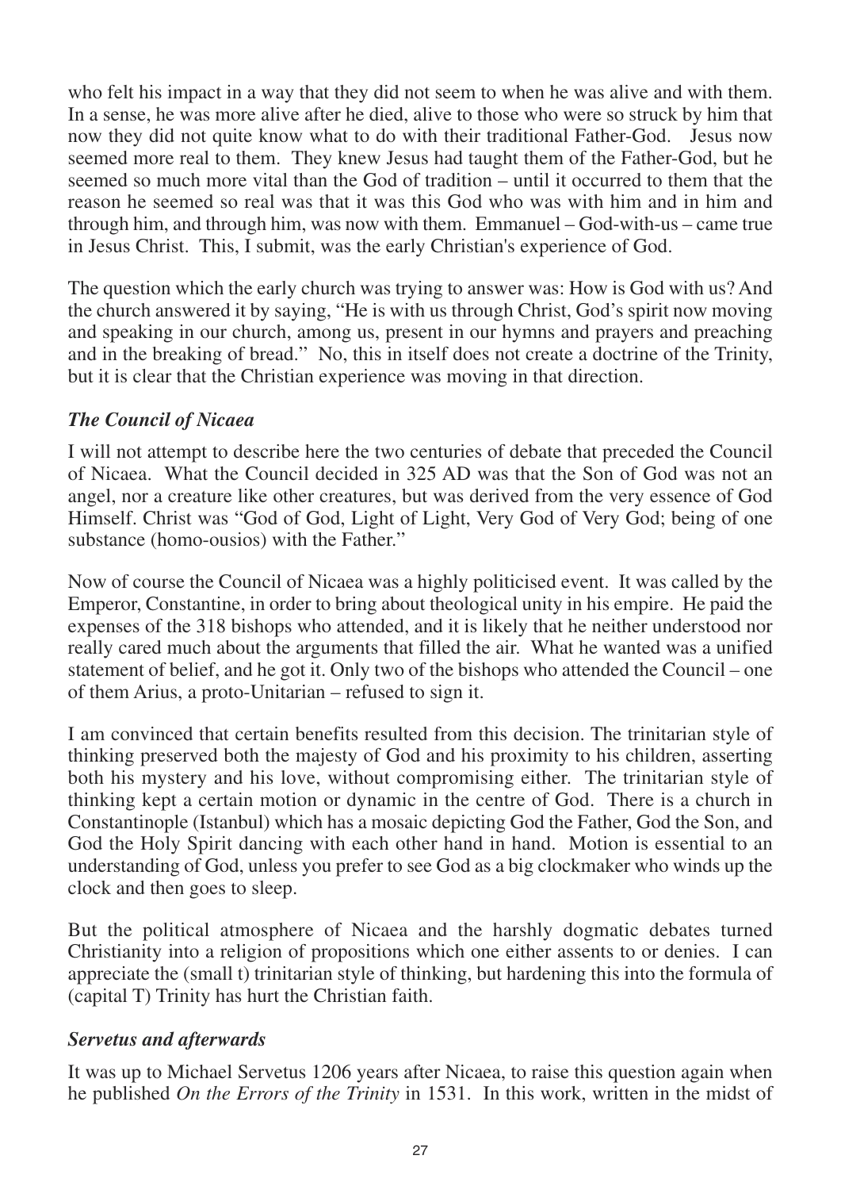who felt his impact in a way that they did not seem to when he was alive and with them. In a sense, he was more alive after he died, alive to those who were so struck by him that now they did not quite know what to do with their traditional Father-God. Jesus now seemed more real to them. They knew Jesus had taught them of the Father-God, but he seemed so much more vital than the God of tradition – until it occurred to them that the reason he seemed so real was that it was this God who was with him and in him and through him, and through him, was now with them. Emmanuel – God-with-us – came true in Jesus Christ. This, I submit, was the early Christian's experience of God.

The question which the early church was trying to answer was: How is God with us? And the church answered it by saying, "He is with us through Christ, God's spirit now moving and speaking in our church, among us, present in our hymns and prayers and preaching and in the breaking of bread." No, this in itself does not create a doctrine of the Trinity, but it is clear that the Christian experience was moving in that direction.

### *The Council of Nicaea*

I will not attempt to describe here the two centuries of debate that preceded the Council of Nicaea. What the Council decided in 325 AD was that the Son of God was not an angel, nor a creature like other creatures, but was derived from the very essence of God Himself. Christ was "God of God, Light of Light, Very God of Very God; being of one substance (homo-ousios) with the Father."

Now of course the Council of Nicaea was a highly politicised event. It was called by the Emperor, Constantine, in order to bring about theological unity in his empire. He paid the expenses of the 318 bishops who attended, and it is likely that he neither understood nor really cared much about the arguments that filled the air. What he wanted was a unified statement of belief, and he got it. Only two of the bishops who attended the Council – one of them Arius, a proto-Unitarian – refused to sign it.

I am convinced that certain benefits resulted from this decision. The trinitarian style of thinking preserved both the majesty of God and his proximity to his children, asserting both his mystery and his love, without compromising either. The trinitarian style of thinking kept a certain motion or dynamic in the centre of God. There is a church in Constantinople (Istanbul) which has a mosaic depicting God the Father, God the Son, and God the Holy Spirit dancing with each other hand in hand. Motion is essential to an understanding of God, unless you prefer to see God as a big clockmaker who winds up the clock and then goes to sleep.

But the political atmosphere of Nicaea and the harshly dogmatic debates turned Christianity into a religion of propositions which one either assents to or denies. I can appreciate the (small t) trinitarian style of thinking, but hardening this into the formula of (capital T) Trinity has hurt the Christian faith.

### *Servetus and afterwards*

It was up to Michael Servetus 1206 years after Nicaea, to raise this question again when he published *On the Errors of the Trinity* in 1531. In this work, written in the midst of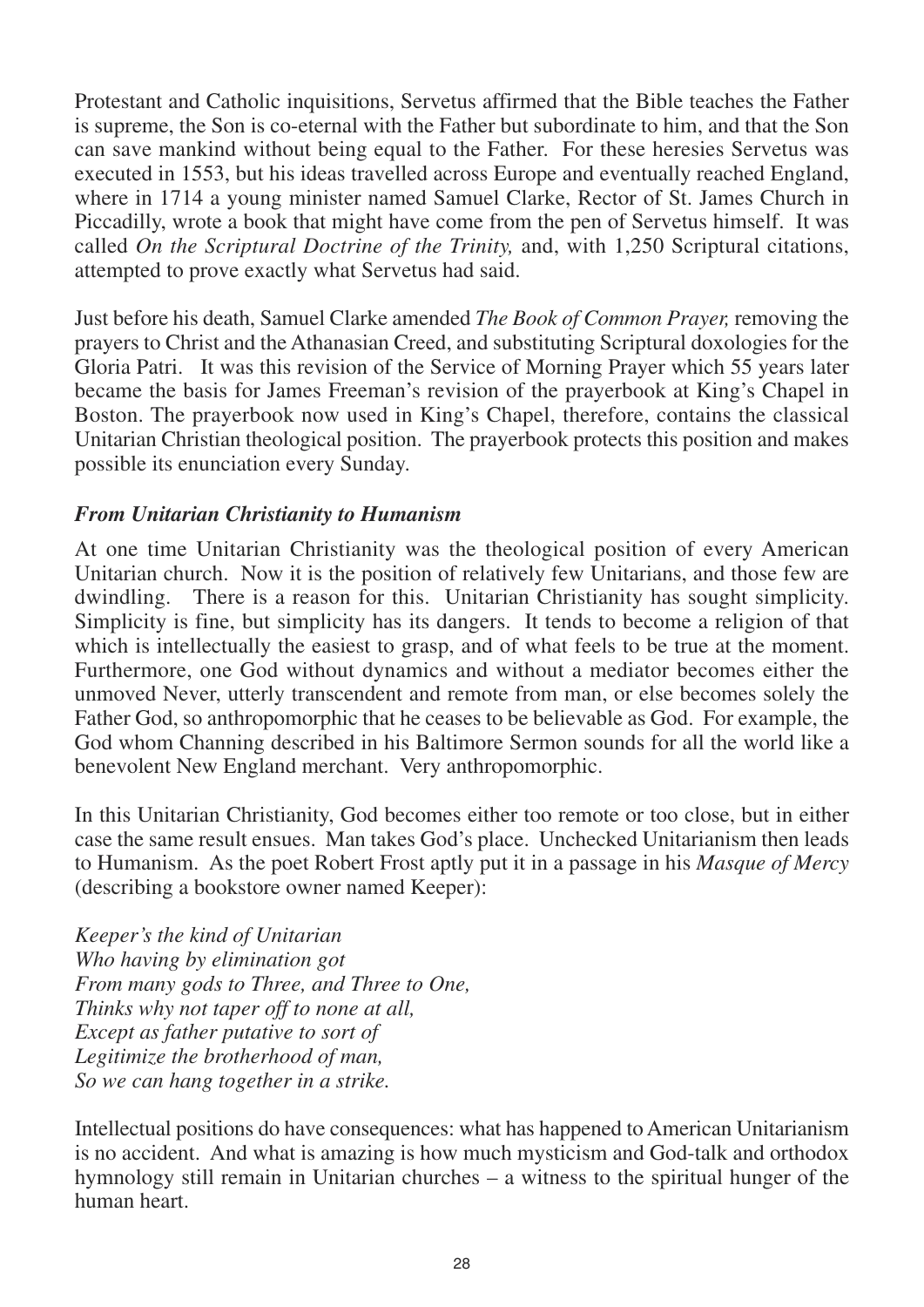Protestant and Catholic inquisitions, Servetus affirmed that the Bible teaches the Father is supreme, the Son is co-eternal with the Father but subordinate to him, and that the Son can save mankind without being equal to the Father. For these heresies Servetus was executed in 1553, but his ideas travelled across Europe and eventually reached England, where in 1714 a young minister named Samuel Clarke, Rector of St. James Church in Piccadilly, wrote a book that might have come from the pen of Servetus himself. It was called *On the Scriptural Doctrine of the Trinity,* and, with 1,250 Scriptural citations, attempted to prove exactly what Servetus had said.

Just before his death, Samuel Clarke amended *The Book of Common Prayer,* removing the prayers to Christ and the Athanasian Creed, and substituting Scriptural doxologies for the Gloria Patri. It was this revision of the Service of Morning Prayer which 55 years later became the basis for James Freeman's revision of the prayerbook at King's Chapel in Boston. The prayerbook now used in King's Chapel, therefore, contains the classical Unitarian Christian theological position. The prayerbook protects this position and makes possible its enunciation every Sunday.

### *From Unitarian Christianity to Humanism*

At one time Unitarian Christianity was the theological position of every American Unitarian church. Now it is the position of relatively few Unitarians, and those few are dwindling. There is a reason for this. Unitarian Christianity has sought simplicity. Simplicity is fine, but simplicity has its dangers. It tends to become a religion of that which is intellectually the easiest to grasp, and of what feels to be true at the moment. Furthermore, one God without dynamics and without a mediator becomes either the unmoved Never, utterly transcendent and remote from man, or else becomes solely the Father God, so anthropomorphic that he ceases to be believable as God. For example, the God whom Channing described in his Baltimore Sermon sounds for all the world like a benevolent New England merchant. Very anthropomorphic.

In this Unitarian Christianity, God becomes either too remote or too close, but in either case the same result ensues. Man takes God's place. Unchecked Unitarianism then leads to Humanism. As the poet Robert Frost aptly put it in a passage in his *Masque of Mercy* (describing a bookstore owner named Keeper):

*Keeper's the kind of Unitarian*
*Who having by elimination got*
*From many gods to Three, and Three to One,*
*Thinks why not taper off to none at all,*
*Except as father putative to sort of*
*Legitimize the brotherhood of man,*
*So we can hang together in a strike.*

Intellectual positions do have consequences: what has happened to American Unitarianism is no accident. And what is amazing is how much mysticism and God-talk and orthodox hymnology still remain in Unitarian churches – a witness to the spiritual hunger of the human heart.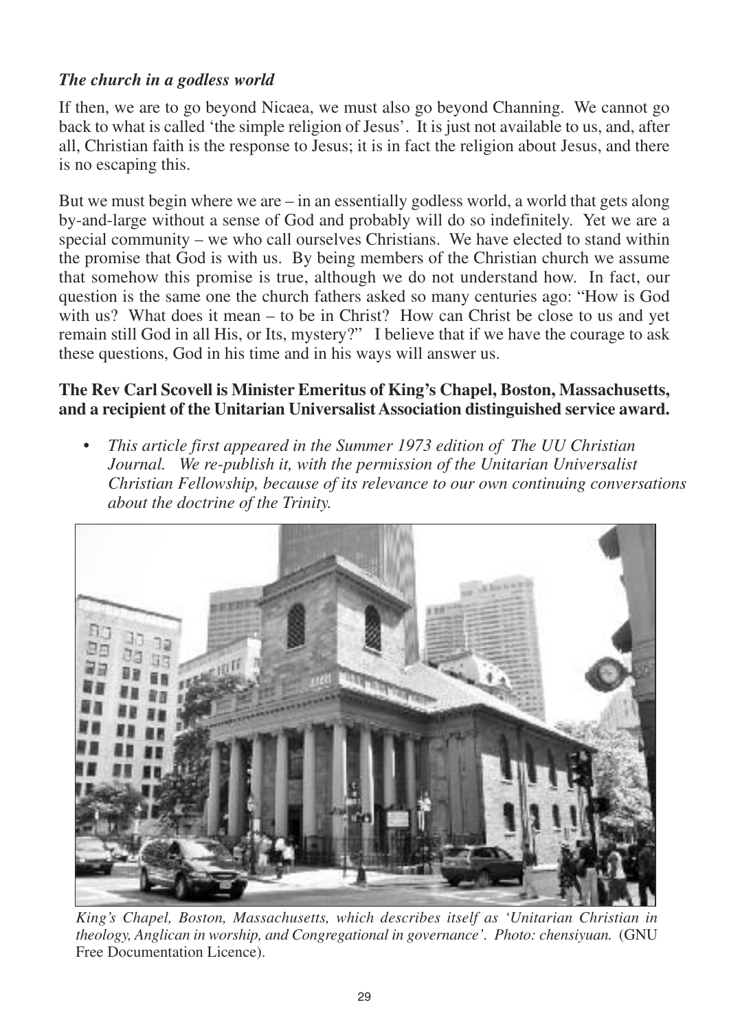### *The church in a godless world*

If then, we are to go beyond Nicaea, we must also go beyond Channing. We cannot go back to what is called 'the simple religion of Jesus'. It is just not available to us, and, after all, Christian faith is the response to Jesus; it is in fact the religion about Jesus, and there is no escaping this.

But we must begin where we are – in an essentially godless world, a world that gets along by-and-large without a sense of God and probably will do so indefinitely. Yet we are a special community – we who call ourselves Christians. We have elected to stand within the promise that God is with us. By being members of the Christian church we assume that somehow this promise is true, although we do not understand how. In fact, our question is the same one the church fathers asked so many centuries ago: "How is God with us? What does it mean – to be in Christ? How can Christ be close to us and yet remain still God in all His, or Its, mystery?" I believe that if we have the courage to ask these questions, God in his time and in his ways will answer us.

**The Rev Carl Scovell is Minister Emeritus of King's Chapel, Boston, Massachusetts, and a recipient of the Unitarian Universalist Association distinguished service award.**

- *This article first appeared in the Summer 1973 edition of The UU Christian Journal. We re-publish it, with the permission of the Unitarian Universalist Christian Fellowship, because of its relevance to our own continuing conversations about the doctrine of the Trinity.*

*King's Chapel, Boston, Massachusetts, which describes itself as 'Unitarian Christian in theology, Anglican in worship, and Congregational in governance'. Photo: chensiyuan.* (GNU Free Documentation Licence).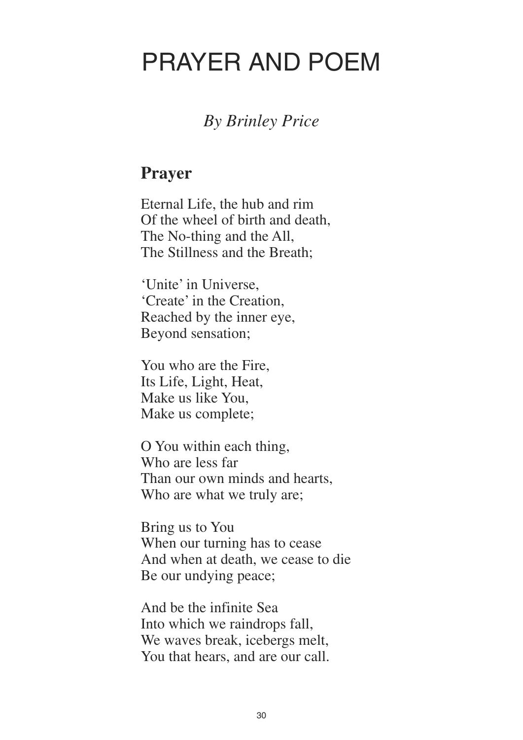# PRAYER AND POEM

*By Brinley Price*

## Prayer

Eternal Life, the hub and rim  
Of the wheel of birth and death,  
The No-thing and the All,  
The Stillness and the Breath;

'Unite' in Universe,  
'Create' in the Creation,  
Reached by the inner eye,  
Beyond sensation;

You who are the Fire,  
Its Life, Light, Heat,  
Make us like You,  
Make us complete;

O You within each thing,  
Who are less far  
Than our own minds and hearts,  
Who are what we truly are;

Bring us to You  
When our turning has to cease  
And when at death, we cease to die  
Be our undying peace;

And be the infinite Sea  
Into which we raindrops fall,  
We waves break, icebergs melt,  
You that hears, and are our call.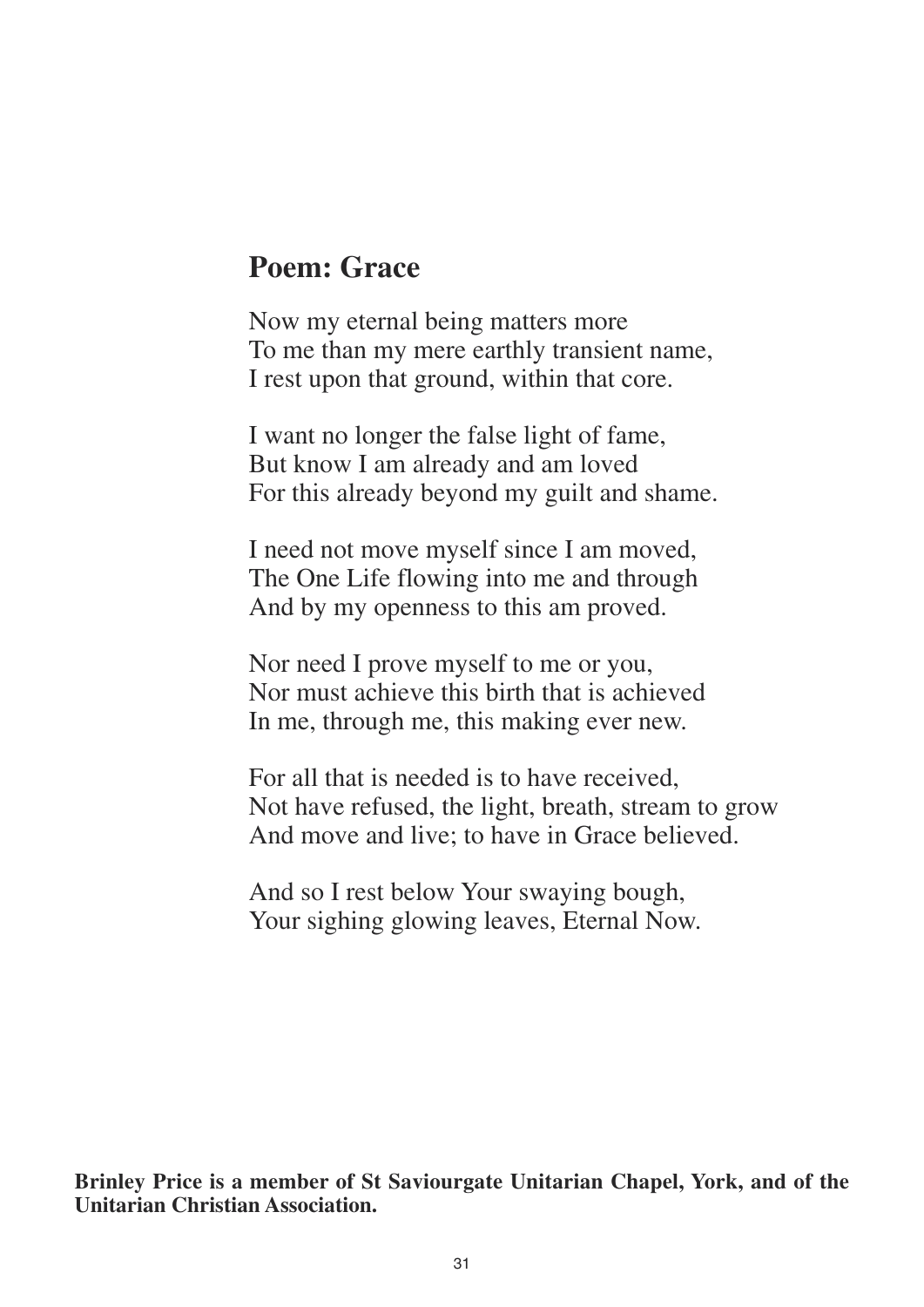## Poem: Grace

Now my eternal being matters more  
To me than my mere earthly transient name,  
I rest upon that ground, within that core.

I want no longer the false light of fame,  
But know I am already and am loved  
For this already beyond my guilt and shame.

I need not move myself since I am moved,  
The One Life flowing into me and through  
And by my openness to this am proved.

Nor need I prove myself to me or you,  
Nor must achieve this birth that is achieved  
In me, through me, this making ever new.

For all that is needed is to have received,  
Not have refused, the light, breath, stream to grow  
And move and live; to have in Grace believed.

And so I rest below Your swaying bough,  
Your sighing glowing leaves, Eternal Now.

**Brinley Price is a member of St Saviourgate Unitarian Chapel, York, and of the Unitarian Christian Association.**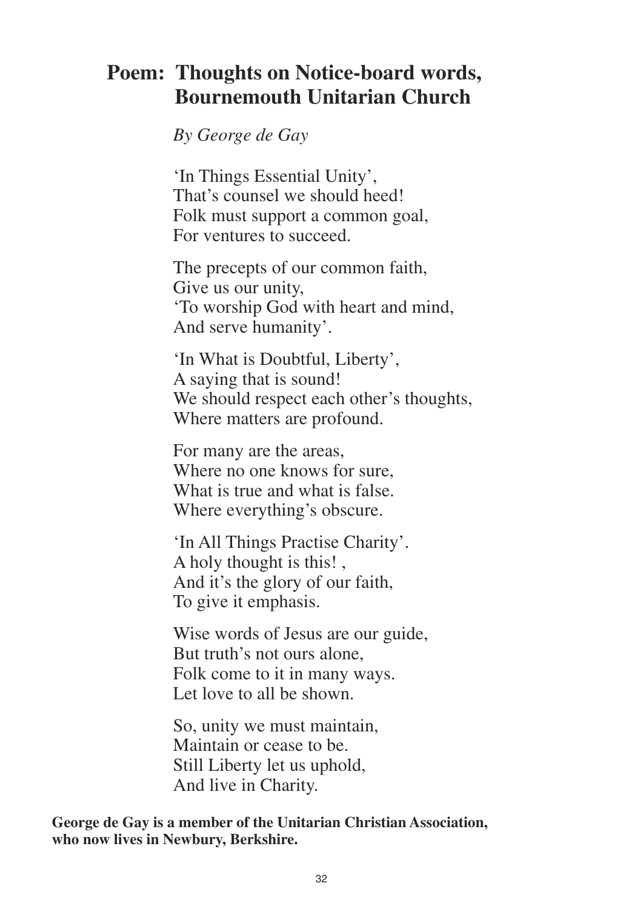## Poem: Thoughts on Notice-board words, Bournemouth Unitarian Church

*By George de Gay*

'In Things Essential Unity',  
That's counsel we should heed!  
Folk must support a common goal,  
For ventures to succeed.

The precepts of our common faith,  
Give us our unity,  
'To worship God with heart and mind,  
And serve humanity'.

'In What is Doubtful, Liberty',  
A saying that is sound!  
We should respect each other's thoughts,  
Where matters are profound.

For many are the areas,  
Where no one knows for sure,  
What is true and what is false.  
Where everything's obscure.

'In All Things Practise Charity'.  
A holy thought is this! ,  
And it's the glory of our faith,  
To give it emphasis.

Wise words of Jesus are our guide,  
But truth's not ours alone,  
Folk come to it in many ways.  
Let love to all be shown.

So, unity we must maintain,  
Maintain or cease to be.  
Still Liberty let us uphold,  
And live in Charity.

**George de Gay is a member of the Unitarian Christian Association, who now lives in Newbury, Berkshire.**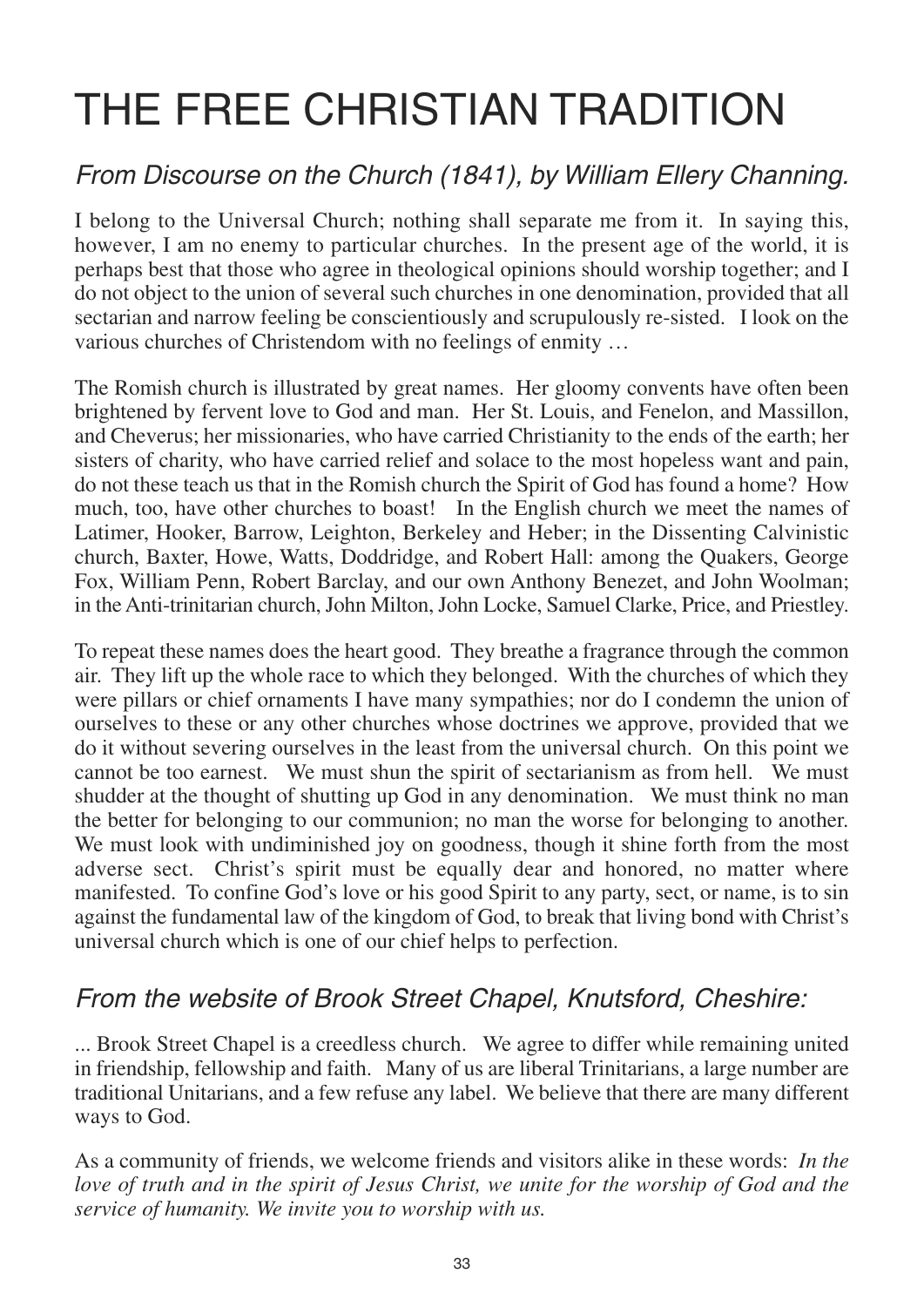# THE FREE CHRISTIAN TRADITION

## *From Discourse on the Church (1841), by William Ellery Channing.*

I belong to the Universal Church; nothing shall separate me from it. In saying this, however, I am no enemy to particular churches. In the present age of the world, it is perhaps best that those who agree in theological opinions should worship together; and I do not object to the union of several such churches in one denomination, provided that all sectarian and narrow feeling be conscientiously and scrupulously re-sisted. I look on the various churches of Christendom with no feelings of enmity …

The Romish church is illustrated by great names. Her gloomy convents have often been brightened by fervent love to God and man. Her St. Louis, and Fenelon, and Massillon, and Cheverus; her missionaries, who have carried Christianity to the ends of the earth; her sisters of charity, who have carried relief and solace to the most hopeless want and pain, do not these teach us that in the Romish church the Spirit of God has found a home? How much, too, have other churches to boast! In the English church we meet the names of Latimer, Hooker, Barrow, Leighton, Berkeley and Heber; in the Dissenting Calvinistic church, Baxter, Howe, Watts, Doddridge, and Robert Hall: among the Quakers, George Fox, William Penn, Robert Barclay, and our own Anthony Benezet, and John Woolman; in the Anti-trinitarian church, John Milton, John Locke, Samuel Clarke, Price, and Priestley.

To repeat these names does the heart good. They breathe a fragrance through the common air. They lift up the whole race to which they belonged. With the churches of which they were pillars or chief ornaments I have many sympathies; nor do I condemn the union of ourselves to these or any other churches whose doctrines we approve, provided that we do it without severing ourselves in the least from the universal church. On this point we cannot be too earnest. We must shun the spirit of sectarianism as from hell. We must shudder at the thought of shutting up God in any denomination. We must think no man the better for belonging to our communion; no man the worse for belonging to another. We must look with undiminished joy on goodness, though it shine forth from the most adverse sect. Christ's spirit must be equally dear and honored, no matter where manifested. To confine God's love or his good Spirit to any party, sect, or name, is to sin against the fundamental law of the kingdom of God, to break that living bond with Christ's universal church which is one of our chief helps to perfection.

## *From the website of Brook Street Chapel, Knutsford, Cheshire:*

... Brook Street Chapel is a creedless church. We agree to differ while remaining united in friendship, fellowship and faith. Many of us are liberal Trinitarians, a large number are traditional Unitarians, and a few refuse any label. We believe that there are many different ways to God.

As a community of friends, we welcome friends and visitors alike in these words: *In the love of truth and in the spirit of Jesus Christ, we unite for the worship of God and the service of humanity. We invite you to worship with us.*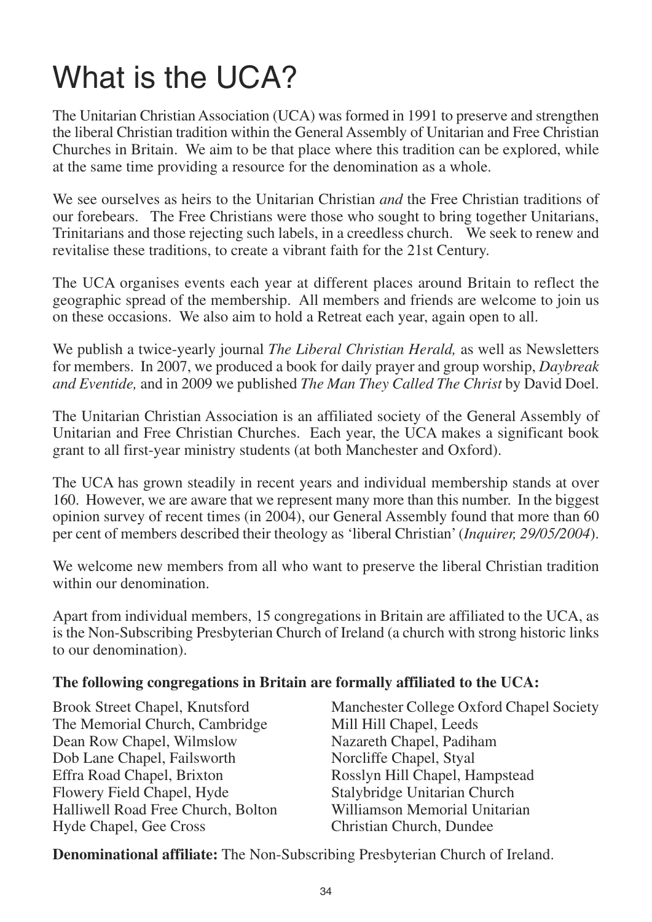# What is the UCA?

The Unitarian Christian Association (UCA) was formed in 1991 to preserve and strengthen the liberal Christian tradition within the General Assembly of Unitarian and Free Christian Churches in Britain. We aim to be that place where this tradition can be explored, while at the same time providing a resource for the denomination as a whole.

We see ourselves as heirs to the Unitarian Christian *and* the Free Christian traditions of our forebears. The Free Christians were those who sought to bring together Unitarians, Trinitarians and those rejecting such labels, in a creedless church. We seek to renew and revitalise these traditions, to create a vibrant faith for the 21st Century.

The UCA organises events each year at different places around Britain to reflect the geographic spread of the membership. All members and friends are welcome to join us on these occasions. We also aim to hold a Retreat each year, again open to all.

We publish a twice-yearly journal *The Liberal Christian Herald,* as well as Newsletters for members. In 2007, we produced a book for daily prayer and group worship, *Daybreak and Eventide,* and in 2009 we published *The Man They Called The Christ* by David Doel.

The Unitarian Christian Association is an affiliated society of the General Assembly of Unitarian and Free Christian Churches. Each year, the UCA makes a significant book grant to all first-year ministry students (at both Manchester and Oxford).

The UCA has grown steadily in recent years and individual membership stands at over 160. However, we are aware that we represent many more than this number. In the biggest opinion survey of recent times (in 2004), our General Assembly found that more than 60 per cent of members described their theology as 'liberal Christian' (*Inquirer, 29/05/2004*).

We welcome new members from all who want to preserve the liberal Christian tradition within our denomination.

Apart from individual members, 15 congregations in Britain are affiliated to the UCA, as is the Non-Subscribing Presbyterian Church of Ireland (a church with strong historic links to our denomination).

**The following congregations in Britain are formally affiliated to the UCA:**

- Brook Street Chapel, Knutsford
- The Memorial Church, Cambridge
- Dean Row Chapel, Wilmslow
- Dob Lane Chapel, Failsworth
- Effra Road Chapel, Brixton
- Flowery Field Chapel, Hyde
- Halliwell Road Free Church, Bolton
- Hyde Chapel, Gee Cross
- Manchester College Oxford Chapel Society
- Mill Hill Chapel, Leeds
- Nazareth Chapel, Padiham
- Norcliffe Chapel, Styal
- Rosslyn Hill Chapel, Hampstead
- Stalybridge Unitarian Church
- Williamson Memorial Unitarian Christian Church, Dundee

**Denominational affiliate:** The Non-Subscribing Presbyterian Church of Ireland.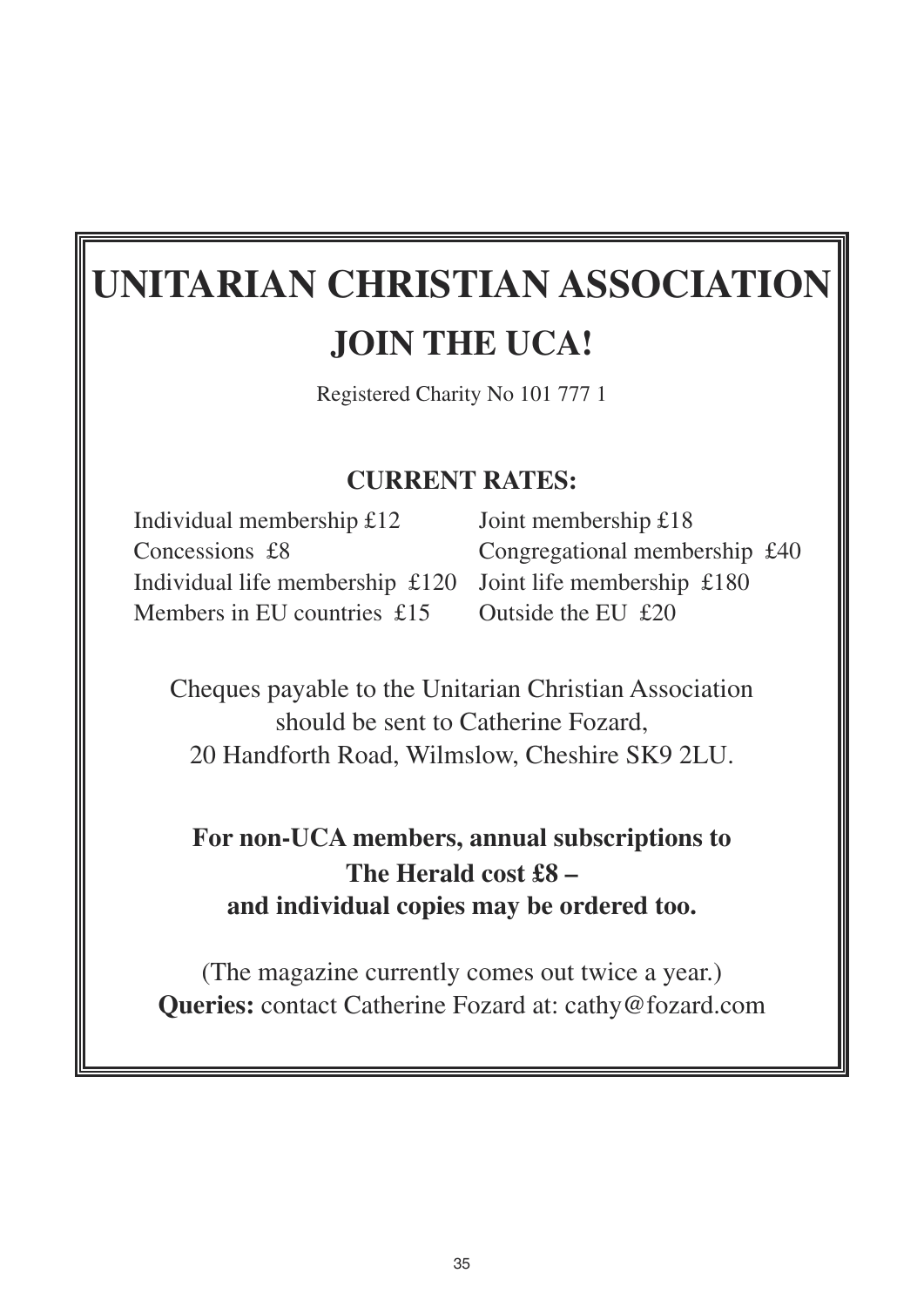# UNITARIAN CHRISTIAN ASSOCIATION

## JOIN THE UCA!

Registered Charity No 101 777 1

**CURRENT RATES:**

Individual membership £12
Joint membership £18
Concessions £8
Congregational membership £40
Individual life membership £120
Joint life membership £180
Members in EU countries £15
Outside the EU £20

Cheques payable to the Unitarian Christian Association should be sent to Catherine Fozard, 20 Handforth Road, Wilmslow, Cheshire SK9 2LU.

**For non-UCA members, annual subscriptions to The Herald cost £8 – and individual copies may be ordered too.**

(The magazine currently comes out twice a year.)
**Queries:** contact Catherine Fozard at: cathy@fozard.com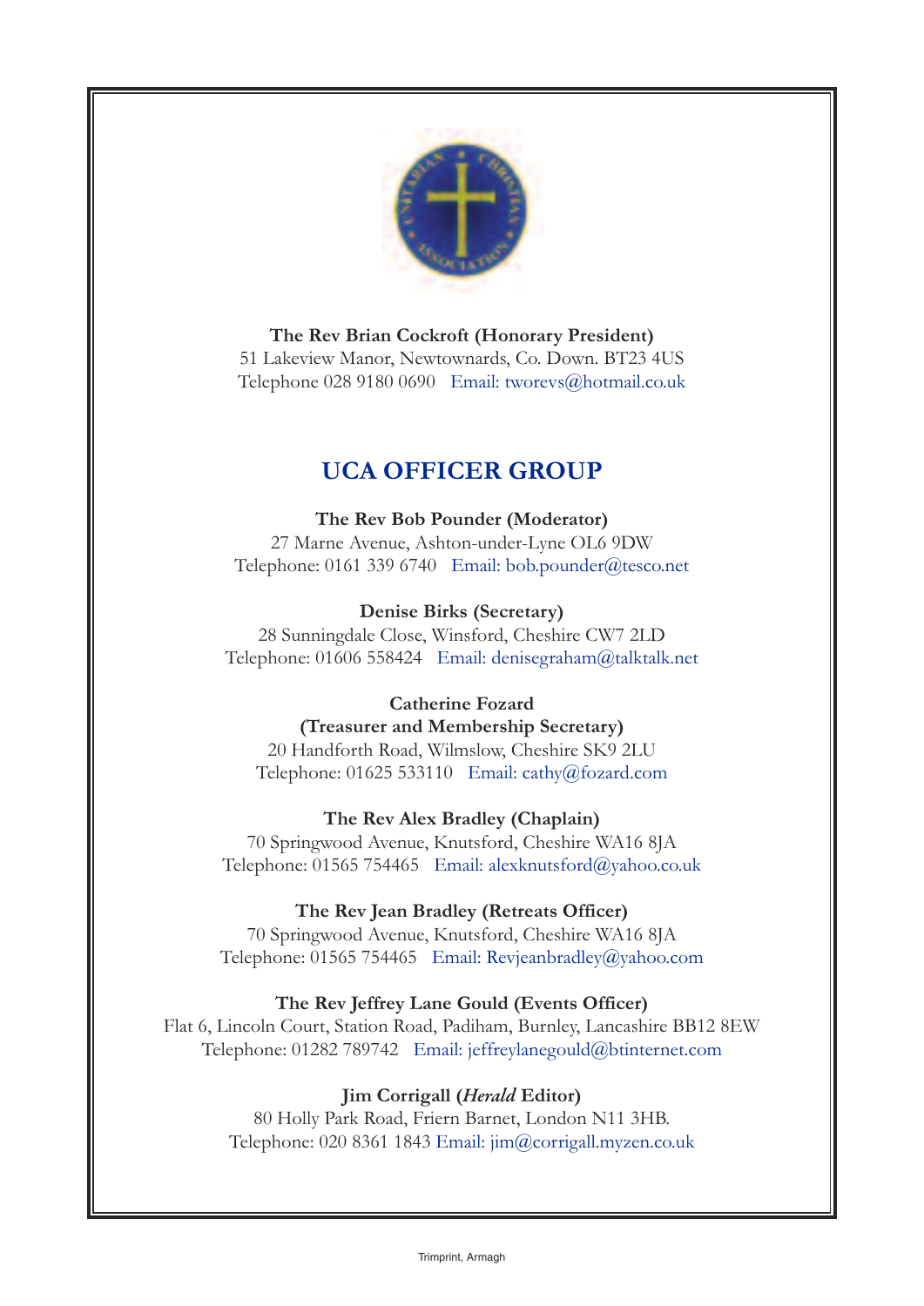**The Rev Brian Cockroft (Honorary President)**
51 Lakeview Manor, Newtownards, Co. Down. BT23 4US
Telephone 028 9180 0690 Email: tworevs@hotmail.co.uk

## UCA OFFICER GROUP

**The Rev Bob Pounder (Moderator)**
27 Marne Avenue, Ashton-under-Lyne OL6 9DW
Telephone: 0161 339 6740 Email: bob.pounder@tesco.net

**Denise Birks (Secretary)**
28 Sunningdale Close, Winsford, Cheshire CW7 2LD
Telephone: 01606 558424 Email: denisegraham@talktalk.net

**Catherine Fozard**
**(Treasurer and Membership Secretary)**
20 Handforth Road, Wilmslow, Cheshire SK9 2LU
Telephone: 01625 533110 Email: cathy@fozard.com

**The Rev Alex Bradley (Chaplain)**
70 Springwood Avenue, Knutsford, Cheshire WA16 8JA
Telephone: 01565 754465 Email: alexknutsford@yahoo.co.uk

**The Rev Jean Bradley (Retreats Officer)**
70 Springwood Avenue, Knutsford, Cheshire WA16 8JA
Telephone: 01565 754465 Email: Revjeanbradley@yahoo.com

**The Rev Jeffrey Lane Gould (Events Officer)**
Flat 6, Lincoln Court, Station Road, Padiham, Burnley, Lancashire BB12 8EW
Telephone: 01282 789742 Email: jeffreylanegould@btinternet.com

**Jim Corrigall (*Herald* Editor)**
80 Holly Park Road, Friern Barnet, London N11 3HB.
Telephone: 020 8361 1843 Email: jim@corrigall.myzen.co.uk

Trimprint, Armagh